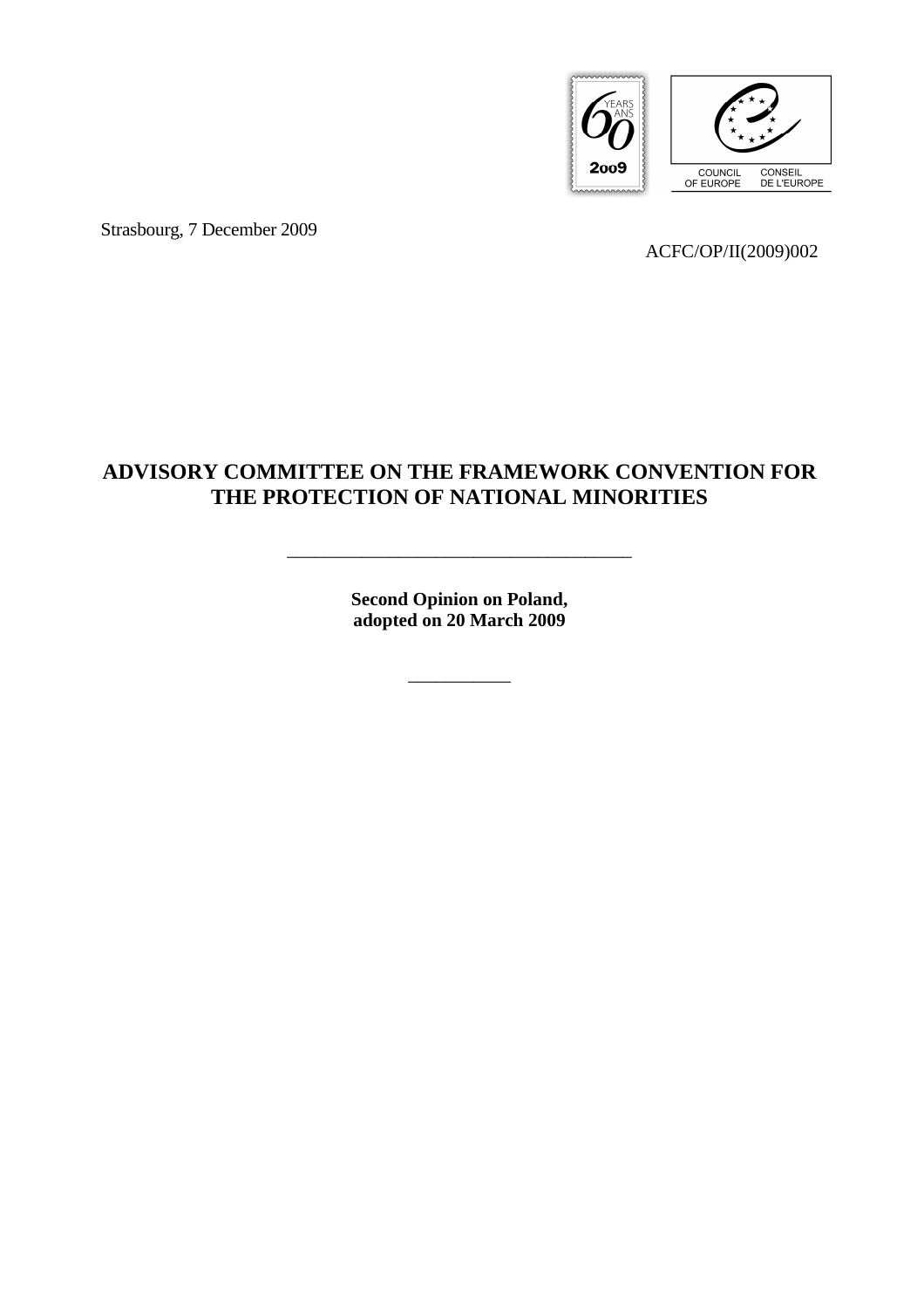Strasbourg, 7 December 2009

ACFC/OP/II(2009)002

# ADVISORY COMMITTEE ON THE FRAMEWORK CONVENTION FOR THE PROTECTION OF NATIONAL MINORITIES

---

**Second Opinion on Poland, adopted on 20 March 2009**

---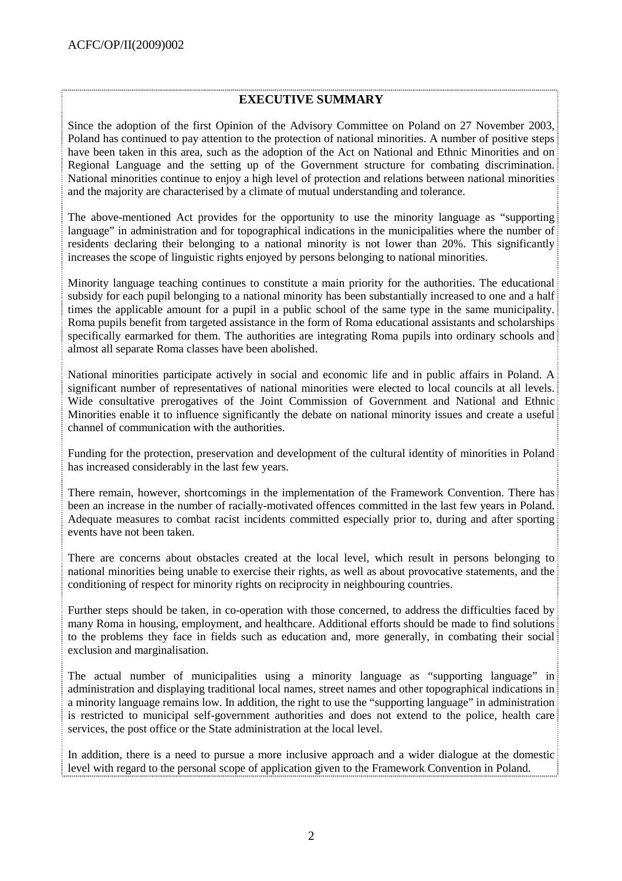## EXECUTIVE SUMMARY

Since the adoption of the first Opinion of the Advisory Committee on Poland on 27 November 2003, Poland has continued to pay attention to the protection of national minorities. A number of positive steps have been taken in this area, such as the adoption of the Act on National and Ethnic Minorities and on Regional Language and the setting up of the Government structure for combating discrimination. National minorities continue to enjoy a high level of protection and relations between national minorities and the majority are characterised by a climate of mutual understanding and tolerance.

The above-mentioned Act provides for the opportunity to use the minority language as "supporting language" in administration and for topographical indications in the municipalities where the number of residents declaring their belonging to a national minority is not lower than 20%. This significantly increases the scope of linguistic rights enjoyed by persons belonging to national minorities.

Minority language teaching continues to constitute a main priority for the authorities. The educational subsidy for each pupil belonging to a national minority has been substantially increased to one and a half times the applicable amount for a pupil in a public school of the same type in the same municipality. Roma pupils benefit from targeted assistance in the form of Roma educational assistants and scholarships specifically earmarked for them. The authorities are integrating Roma pupils into ordinary schools and almost all separate Roma classes have been abolished.

National minorities participate actively in social and economic life and in public affairs in Poland. A significant number of representatives of national minorities were elected to local councils at all levels. Wide consultative prerogatives of the Joint Commission of Government and National and Ethnic Minorities enable it to influence significantly the debate on national minority issues and create a useful channel of communication with the authorities.

Funding for the protection, preservation and development of the cultural identity of minorities in Poland has increased considerably in the last few years.

There remain, however, shortcomings in the implementation of the Framework Convention. There has been an increase in the number of racially-motivated offences committed in the last few years in Poland. Adequate measures to combat racist incidents committed especially prior to, during and after sporting events have not been taken.

There are concerns about obstacles created at the local level, which result in persons belonging to national minorities being unable to exercise their rights, as well as about provocative statements, and the conditioning of respect for minority rights on reciprocity in neighbouring countries.

Further steps should be taken, in co-operation with those concerned, to address the difficulties faced by many Roma in housing, employment, and healthcare. Additional efforts should be made to find solutions to the problems they face in fields such as education and, more generally, in combating their social exclusion and marginalisation.

The actual number of municipalities using a minority language as "supporting language" in administration and displaying traditional local names, street names and other topographical indications in a minority language remains low. In addition, the right to use the "supporting language" in administration is restricted to municipal self-government authorities and does not extend to the police, health care services, the post office or the State administration at the local level.

In addition, there is a need to pursue a more inclusive approach and a wider dialogue at the domestic level with regard to the personal scope of application given to the Framework Convention in Poland.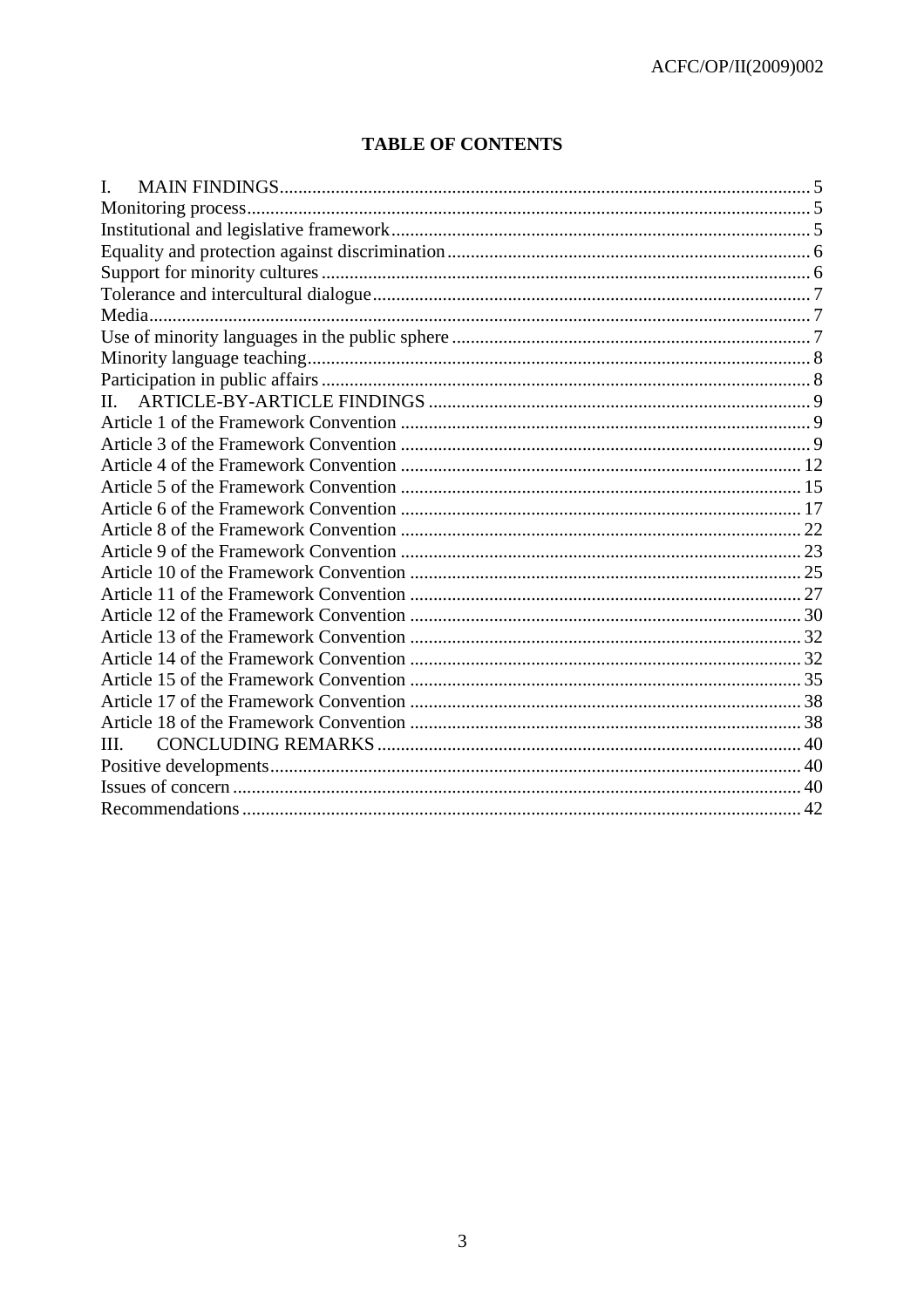## TABLE OF CONTENTS

I. MAIN FINDINGS ..... 5
Monitoring process ..... 5
Institutional and legislative framework ..... 5
Equality and protection against discrimination ..... 6
Support for minority cultures ..... 6
Tolerance and intercultural dialogue ..... 7
Media ..... 7
Use of minority languages in the public sphere ..... 7
Minority language teaching ..... 8
Participation in public affairs ..... 8
II. ARTICLE-BY-ARTICLE FINDINGS ..... 9
Article 1 of the Framework Convention ..... 9
Article 3 of the Framework Convention ..... 9
Article 4 of the Framework Convention ..... 12
Article 5 of the Framework Convention ..... 15
Article 6 of the Framework Convention ..... 17
Article 8 of the Framework Convention ..... 22
Article 9 of the Framework Convention ..... 23
Article 10 of the Framework Convention ..... 25
Article 11 of the Framework Convention ..... 27
Article 12 of the Framework Convention ..... 30
Article 13 of the Framework Convention ..... 32
Article 14 of the Framework Convention ..... 32
Article 15 of the Framework Convention ..... 35
Article 17 of the Framework Convention ..... 38
Article 18 of the Framework Convention ..... 38
III. CONCLUDING REMARKS ..... 40
Positive developments ..... 40
Issues of concern ..... 40
Recommendations ..... 42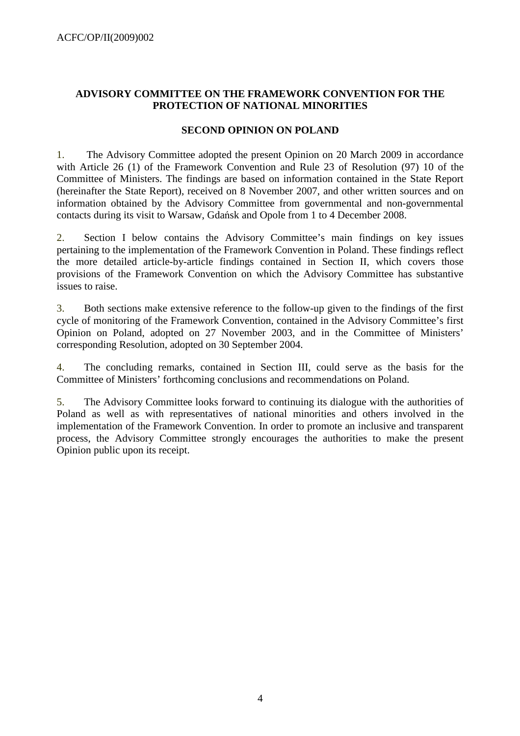# ADVISORY COMMITTEE ON THE FRAMEWORK CONVENTION FOR THE PROTECTION OF NATIONAL MINORITIES

## SECOND OPINION ON POLAND

1. The Advisory Committee adopted the present Opinion on 20 March 2009 in accordance with Article 26 (1) of the Framework Convention and Rule 23 of Resolution (97) 10 of the Committee of Ministers. The findings are based on information contained in the State Report (hereinafter the State Report), received on 8 November 2007, and other written sources and on information obtained by the Advisory Committee from governmental and non-governmental contacts during its visit to Warsaw, Gdańsk and Opole from 1 to 4 December 2008.

2. Section I below contains the Advisory Committee's main findings on key issues pertaining to the implementation of the Framework Convention in Poland. These findings reflect the more detailed article-by-article findings contained in Section II, which covers those provisions of the Framework Convention on which the Advisory Committee has substantive issues to raise.

3. Both sections make extensive reference to the follow-up given to the findings of the first cycle of monitoring of the Framework Convention, contained in the Advisory Committee's first Opinion on Poland, adopted on 27 November 2003, and in the Committee of Ministers' corresponding Resolution, adopted on 30 September 2004.

4. The concluding remarks, contained in Section III, could serve as the basis for the Committee of Ministers' forthcoming conclusions and recommendations on Poland.

5. The Advisory Committee looks forward to continuing its dialogue with the authorities of Poland as well as with representatives of national minorities and others involved in the implementation of the Framework Convention. In order to promote an inclusive and transparent process, the Advisory Committee strongly encourages the authorities to make the present Opinion public upon its receipt.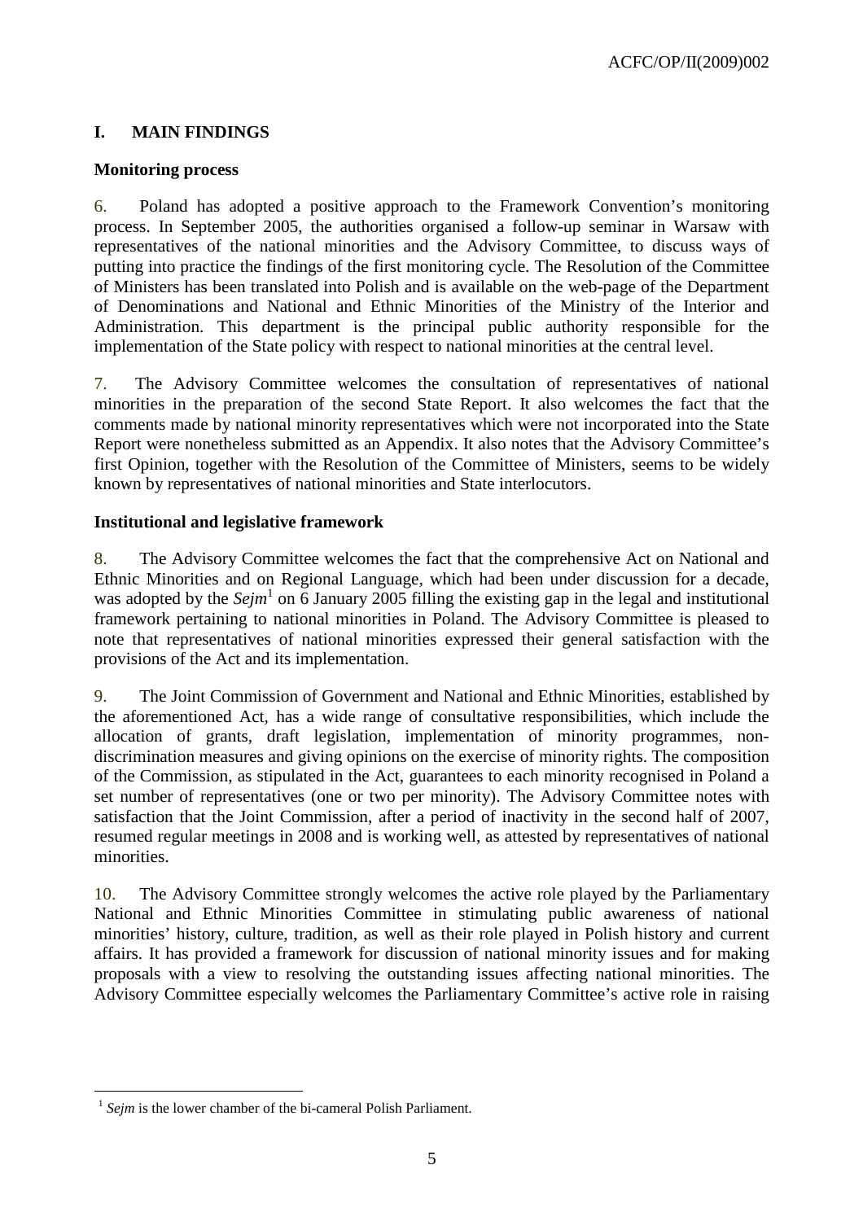## I. MAIN FINDINGS

### Monitoring process

6. Poland has adopted a positive approach to the Framework Convention's monitoring process. In September 2005, the authorities organised a follow-up seminar in Warsaw with representatives of the national minorities and the Advisory Committee, to discuss ways of putting into practice the findings of the first monitoring cycle. The Resolution of the Committee of Ministers has been translated into Polish and is available on the web-page of the Department of Denominations and National and Ethnic Minorities of the Ministry of the Interior and Administration. This department is the principal public authority responsible for the implementation of the State policy with respect to national minorities at the central level.

7. The Advisory Committee welcomes the consultation of representatives of national minorities in the preparation of the second State Report. It also welcomes the fact that the comments made by national minority representatives which were not incorporated into the State Report were nonetheless submitted as an Appendix. It also notes that the Advisory Committee's first Opinion, together with the Resolution of the Committee of Ministers, seems to be widely known by representatives of national minorities and State interlocutors.

### Institutional and legislative framework

8. The Advisory Committee welcomes the fact that the comprehensive Act on National and Ethnic Minorities and on Regional Language, which had been under discussion for a decade, was adopted by the *Sejm*[1] on 6 January 2005 filling the existing gap in the legal and institutional framework pertaining to national minorities in Poland. The Advisory Committee is pleased to note that representatives of national minorities expressed their general satisfaction with the provisions of the Act and its implementation.

9. The Joint Commission of Government and National and Ethnic Minorities, established by the aforementioned Act, has a wide range of consultative responsibilities, which include the allocation of grants, draft legislation, implementation of minority programmes, non-discrimination measures and giving opinions on the exercise of minority rights. The composition of the Commission, as stipulated in the Act, guarantees to each minority recognised in Poland a set number of representatives (one or two per minority). The Advisory Committee notes with satisfaction that the Joint Commission, after a period of inactivity in the second half of 2007, resumed regular meetings in 2008 and is working well, as attested by representatives of national minorities.

10. The Advisory Committee strongly welcomes the active role played by the Parliamentary National and Ethnic Minorities Committee in stimulating public awareness of national minorities' history, culture, tradition, as well as their role played in Polish history and current affairs. It has provided a framework for discussion of national minority issues and for making proposals with a view to resolving the outstanding issues affecting national minorities. The Advisory Committee especially welcomes the Parliamentary Committee's active role in raising

[1] *Sejm* is the lower chamber of the bi-cameral Polish Parliament.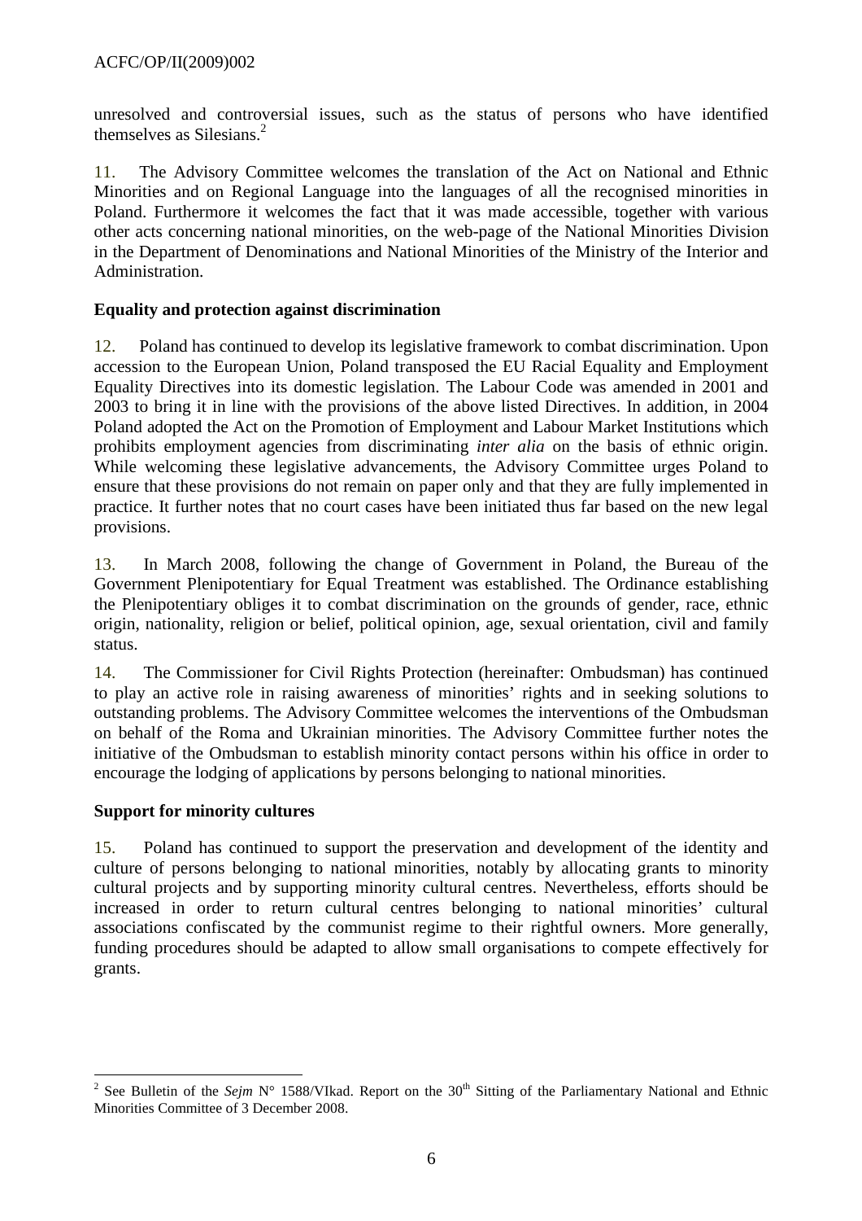unresolved and controversial issues, such as the status of persons who have identified themselves as Silesians.[2]

11. The Advisory Committee welcomes the translation of the Act on National and Ethnic Minorities and on Regional Language into the languages of all the recognised minorities in Poland. Furthermore it welcomes the fact that it was made accessible, together with various other acts concerning national minorities, on the web-page of the National Minorities Division in the Department of Denominations and National Minorities of the Ministry of the Interior and Administration.

### Equality and protection against discrimination

12. Poland has continued to develop its legislative framework to combat discrimination. Upon accession to the European Union, Poland transposed the EU Racial Equality and Employment Equality Directives into its domestic legislation. The Labour Code was amended in 2001 and 2003 to bring it in line with the provisions of the above listed Directives. In addition, in 2004 Poland adopted the Act on the Promotion of Employment and Labour Market Institutions which prohibits employment agencies from discriminating *inter alia* on the basis of ethnic origin. While welcoming these legislative advancements, the Advisory Committee urges Poland to ensure that these provisions do not remain on paper only and that they are fully implemented in practice. It further notes that no court cases have been initiated thus far based on the new legal provisions.

13. In March 2008, following the change of Government in Poland, the Bureau of the Government Plenipotentiary for Equal Treatment was established. The Ordinance establishing the Plenipotentiary obliges it to combat discrimination on the grounds of gender, race, ethnic origin, nationality, religion or belief, political opinion, age, sexual orientation, civil and family status.

14. The Commissioner for Civil Rights Protection (hereinafter: Ombudsman) has continued to play an active role in raising awareness of minorities' rights and in seeking solutions to outstanding problems. The Advisory Committee welcomes the interventions of the Ombudsman on behalf of the Roma and Ukrainian minorities. The Advisory Committee further notes the initiative of the Ombudsman to establish minority contact persons within his office in order to encourage the lodging of applications by persons belonging to national minorities.

### Support for minority cultures

15. Poland has continued to support the preservation and development of the identity and culture of persons belonging to national minorities, notably by allocating grants to minority cultural projects and by supporting minority cultural centres. Nevertheless, efforts should be increased in order to return cultural centres belonging to national minorities' cultural associations confiscated by the communist regime to their rightful owners. More generally, funding procedures should be adapted to allow small organisations to compete effectively for grants.

---

[2] See Bulletin of the *Sejm* N° 1588/VIkad. Report on the 30th Sitting of the Parliamentary National and Ethnic Minorities Committee of 3 December 2008.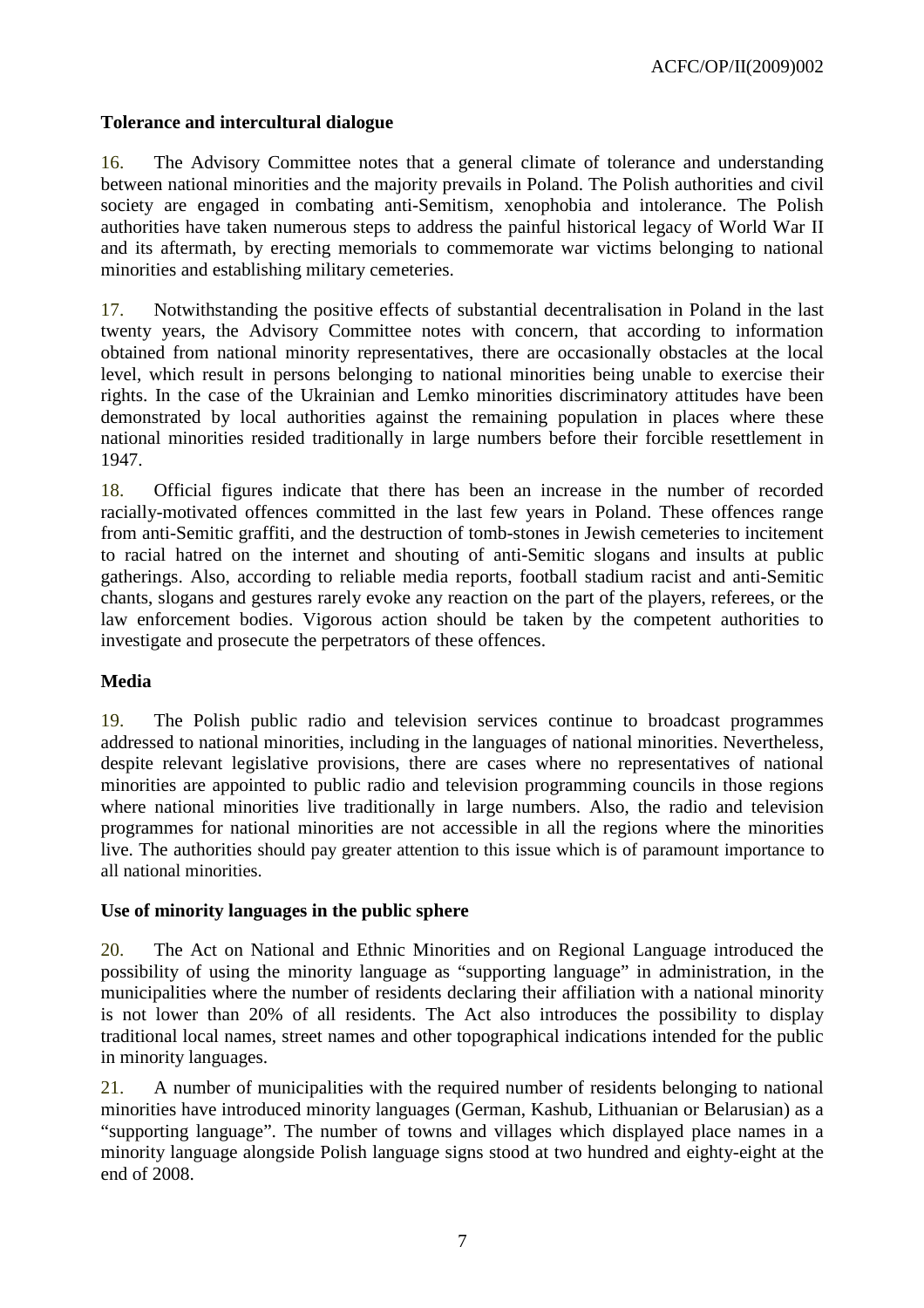**Tolerance and intercultural dialogue**

16. The Advisory Committee notes that a general climate of tolerance and understanding between national minorities and the majority prevails in Poland. The Polish authorities and civil society are engaged in combating anti-Semitism, xenophobia and intolerance. The Polish authorities have taken numerous steps to address the painful historical legacy of World War II and its aftermath, by erecting memorials to commemorate war victims belonging to national minorities and establishing military cemeteries.

17. Notwithstanding the positive effects of substantial decentralisation in Poland in the last twenty years, the Advisory Committee notes with concern, that according to information obtained from national minority representatives, there are occasionally obstacles at the local level, which result in persons belonging to national minorities being unable to exercise their rights. In the case of the Ukrainian and Lemko minorities discriminatory attitudes have been demonstrated by local authorities against the remaining population in places where these national minorities resided traditionally in large numbers before their forcible resettlement in 1947.

18. Official figures indicate that there has been an increase in the number of recorded racially-motivated offences committed in the last few years in Poland. These offences range from anti-Semitic graffiti, and the destruction of tomb-stones in Jewish cemeteries to incitement to racial hatred on the internet and shouting of anti-Semitic slogans and insults at public gatherings. Also, according to reliable media reports, football stadium racist and anti-Semitic chants, slogans and gestures rarely evoke any reaction on the part of the players, referees, or the law enforcement bodies. Vigorous action should be taken by the competent authorities to investigate and prosecute the perpetrators of these offences.

**Media**

19. The Polish public radio and television services continue to broadcast programmes addressed to national minorities, including in the languages of national minorities. Nevertheless, despite relevant legislative provisions, there are cases where no representatives of national minorities are appointed to public radio and television programming councils in those regions where national minorities live traditionally in large numbers. Also, the radio and television programmes for national minorities are not accessible in all the regions where the minorities live. The authorities should pay greater attention to this issue which is of paramount importance to all national minorities.

**Use of minority languages in the public sphere**

20. The Act on National and Ethnic Minorities and on Regional Language introduced the possibility of using the minority language as "supporting language" in administration, in the municipalities where the number of residents declaring their affiliation with a national minority is not lower than 20% of all residents. The Act also introduces the possibility to display traditional local names, street names and other topographical indications intended for the public in minority languages.

21. A number of municipalities with the required number of residents belonging to national minorities have introduced minority languages (German, Kashub, Lithuanian or Belarusian) as a "supporting language". The number of towns and villages which displayed place names in a minority language alongside Polish language signs stood at two hundred and eighty-eight at the end of 2008.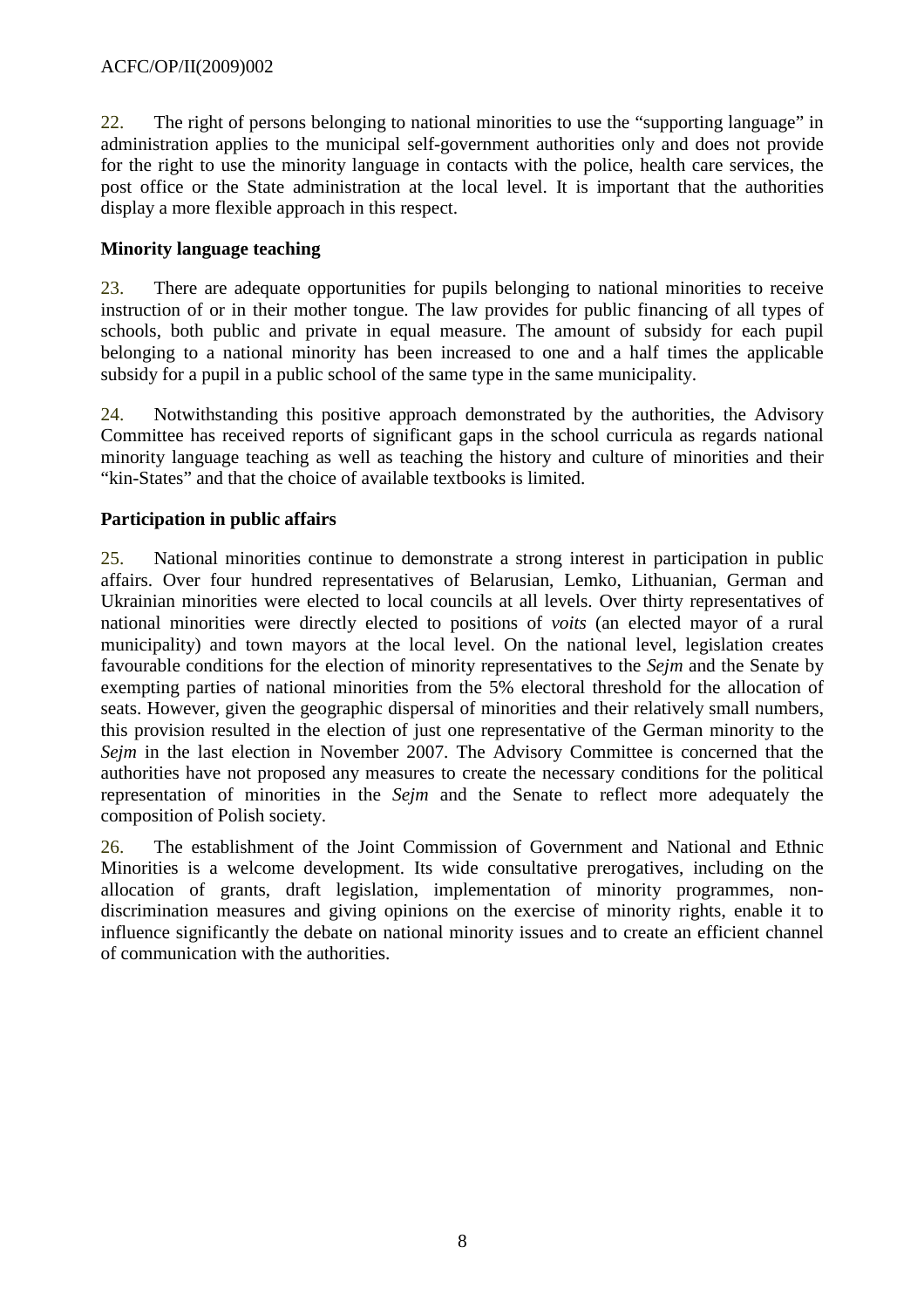22. The right of persons belonging to national minorities to use the "supporting language" in administration applies to the municipal self-government authorities only and does not provide for the right to use the minority language in contacts with the police, health care services, the post office or the State administration at the local level. It is important that the authorities display a more flexible approach in this respect.

**Minority language teaching**

23. There are adequate opportunities for pupils belonging to national minorities to receive instruction of or in their mother tongue. The law provides for public financing of all types of schools, both public and private in equal measure. The amount of subsidy for each pupil belonging to a national minority has been increased to one and a half times the applicable subsidy for a pupil in a public school of the same type in the same municipality.

24. Notwithstanding this positive approach demonstrated by the authorities, the Advisory Committee has received reports of significant gaps in the school curricula as regards national minority language teaching as well as teaching the history and culture of minorities and their "kin-States" and that the choice of available textbooks is limited.

**Participation in public affairs**

25. National minorities continue to demonstrate a strong interest in participation in public affairs. Over four hundred representatives of Belarusian, Lemko, Lithuanian, German and Ukrainian minorities were elected to local councils at all levels. Over thirty representatives of national minorities were directly elected to positions of *voits* (an elected mayor of a rural municipality) and town mayors at the local level. On the national level, legislation creates favourable conditions for the election of minority representatives to the *Sejm* and the Senate by exempting parties of national minorities from the 5% electoral threshold for the allocation of seats. However, given the geographic dispersal of minorities and their relatively small numbers, this provision resulted in the election of just one representative of the German minority to the *Sejm* in the last election in November 2007. The Advisory Committee is concerned that the authorities have not proposed any measures to create the necessary conditions for the political representation of minorities in the *Sejm* and the Senate to reflect more adequately the composition of Polish society.

26. The establishment of the Joint Commission of Government and National and Ethnic Minorities is a welcome development. Its wide consultative prerogatives, including on the allocation of grants, draft legislation, implementation of minority programmes, non-discrimination measures and giving opinions on the exercise of minority rights, enable it to influence significantly the debate on national minority issues and to create an efficient channel of communication with the authorities.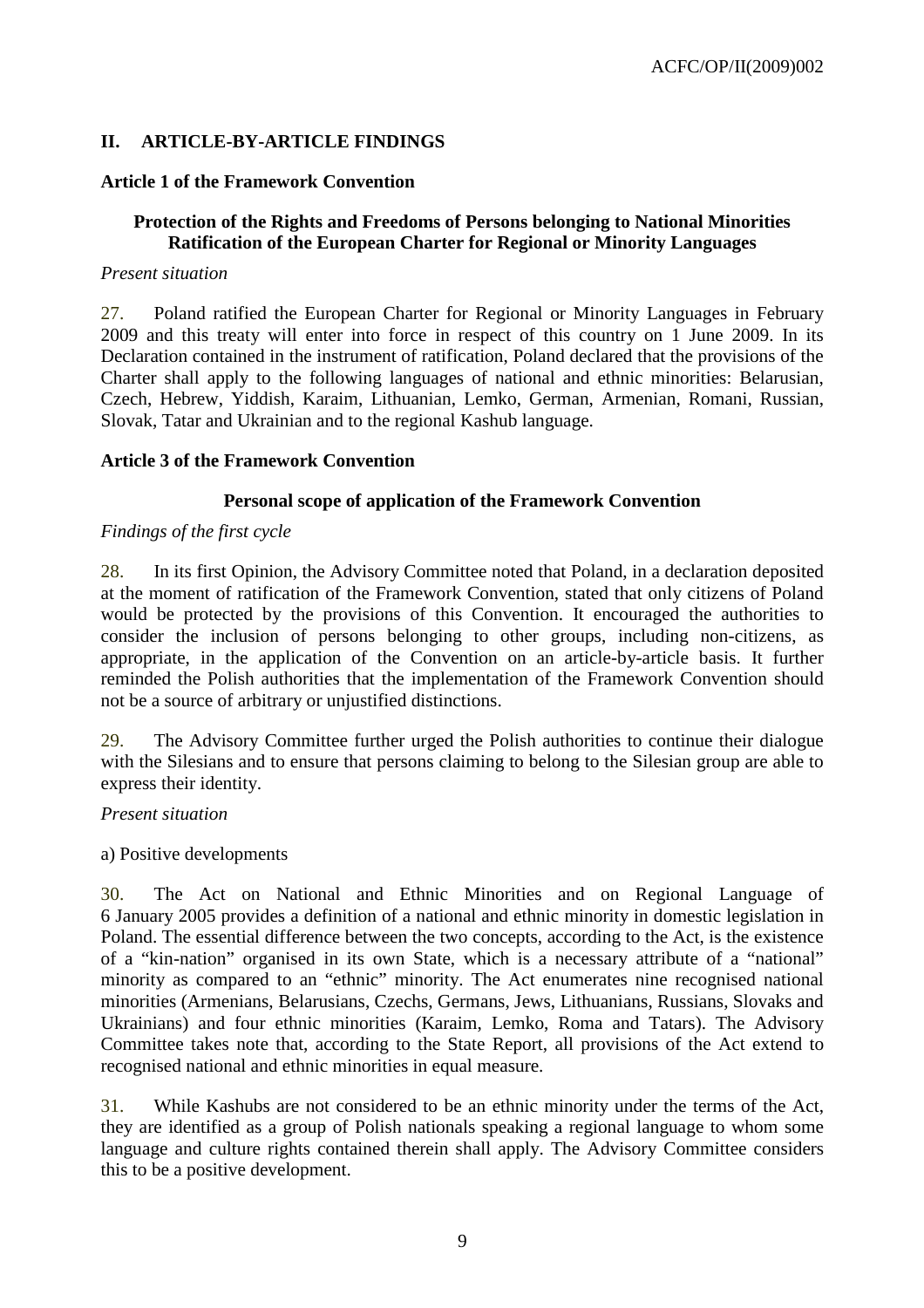## II. ARTICLE-BY-ARTICLE FINDINGS

### Article 1 of the Framework Convention

#### Protection of the Rights and Freedoms of Persons belonging to National Minorities Ratification of the European Charter for Regional or Minority Languages

*Present situation*

27. Poland ratified the European Charter for Regional or Minority Languages in February 2009 and this treaty will enter into force in respect of this country on 1 June 2009. In its Declaration contained in the instrument of ratification, Poland declared that the provisions of the Charter shall apply to the following languages of national and ethnic minorities: Belarusian, Czech, Hebrew, Yiddish, Karaim, Lithuanian, Lemko, German, Armenian, Romani, Russian, Slovak, Tatar and Ukrainian and to the regional Kashub language.

### Article 3 of the Framework Convention

#### Personal scope of application of the Framework Convention

*Findings of the first cycle*

28. In its first Opinion, the Advisory Committee noted that Poland, in a declaration deposited at the moment of ratification of the Framework Convention, stated that only citizens of Poland would be protected by the provisions of this Convention. It encouraged the authorities to consider the inclusion of persons belonging to other groups, including non-citizens, as appropriate, in the application of the Convention on an article-by-article basis. It further reminded the Polish authorities that the implementation of the Framework Convention should not be a source of arbitrary or unjustified distinctions.

29. The Advisory Committee further urged the Polish authorities to continue their dialogue with the Silesians and to ensure that persons claiming to belong to the Silesian group are able to express their identity.

*Present situation*

a) Positive developments

30. The Act on National and Ethnic Minorities and on Regional Language of 6 January 2005 provides a definition of a national and ethnic minority in domestic legislation in Poland. The essential difference between the two concepts, according to the Act, is the existence of a "kin-nation" organised in its own State, which is a necessary attribute of a "national" minority as compared to an "ethnic" minority. The Act enumerates nine recognised national minorities (Armenians, Belarusians, Czechs, Germans, Jews, Lithuanians, Russians, Slovaks and Ukrainians) and four ethnic minorities (Karaim, Lemko, Roma and Tatars). The Advisory Committee takes note that, according to the State Report, all provisions of the Act extend to recognised national and ethnic minorities in equal measure.

31. While Kashubs are not considered to be an ethnic minority under the terms of the Act, they are identified as a group of Polish nationals speaking a regional language to whom some language and culture rights contained therein shall apply. The Advisory Committee considers this to be a positive development.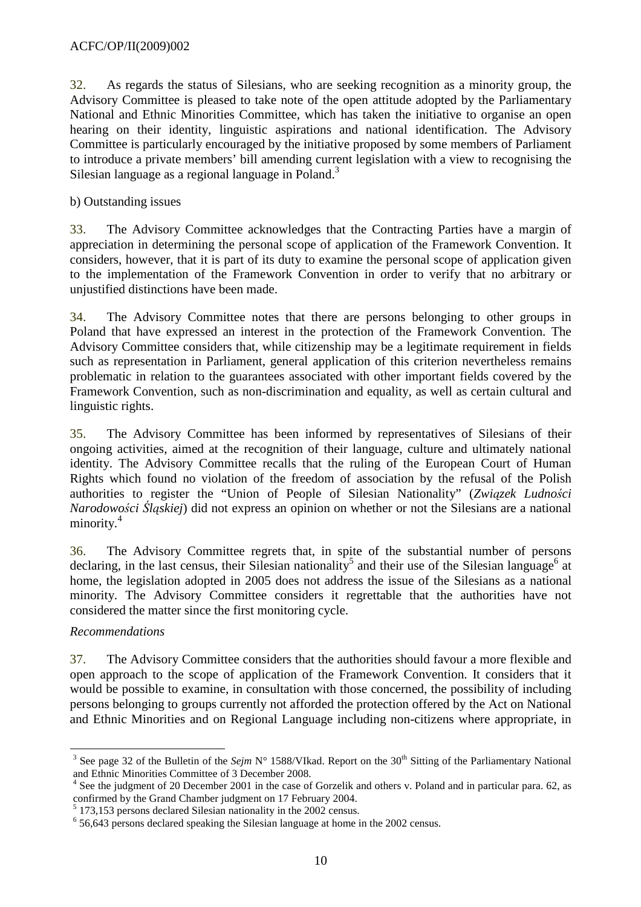32. As regards the status of Silesians, who are seeking recognition as a minority group, the Advisory Committee is pleased to take note of the open attitude adopted by the Parliamentary National and Ethnic Minorities Committee, which has taken the initiative to organise an open hearing on their identity, linguistic aspirations and national identification. The Advisory Committee is particularly encouraged by the initiative proposed by some members of Parliament to introduce a private members' bill amending current legislation with a view to recognising the Silesian language as a regional language in Poland.[3]

b) Outstanding issues

33. The Advisory Committee acknowledges that the Contracting Parties have a margin of appreciation in determining the personal scope of application of the Framework Convention. It considers, however, that it is part of its duty to examine the personal scope of application given to the implementation of the Framework Convention in order to verify that no arbitrary or unjustified distinctions have been made.

34. The Advisory Committee notes that there are persons belonging to other groups in Poland that have expressed an interest in the protection of the Framework Convention. The Advisory Committee considers that, while citizenship may be a legitimate requirement in fields such as representation in Parliament, general application of this criterion nevertheless remains problematic in relation to the guarantees associated with other important fields covered by the Framework Convention, such as non-discrimination and equality, as well as certain cultural and linguistic rights.

35. The Advisory Committee has been informed by representatives of Silesians of their ongoing activities, aimed at the recognition of their language, culture and ultimately national identity. The Advisory Committee recalls that the ruling of the European Court of Human Rights which found no violation of the freedom of association by the refusal of the Polish authorities to register the "Union of People of Silesian Nationality" (*Związek Ludności Narodowości Śląskiej*) did not express an opinion on whether or not the Silesians are a national minority.[4]

36. The Advisory Committee regrets that, in spite of the substantial number of persons declaring, in the last census, their Silesian nationality[5] and their use of the Silesian language[6] at home, the legislation adopted in 2005 does not address the issue of the Silesians as a national minority. The Advisory Committee considers it regrettable that the authorities have not considered the matter since the first monitoring cycle.

*Recommendations*

37. The Advisory Committee considers that the authorities should favour a more flexible and open approach to the scope of application of the Framework Convention. It considers that it would be possible to examine, in consultation with those concerned, the possibility of including persons belonging to groups currently not afforded the protection offered by the Act on National and Ethnic Minorities and on Regional Language including non-citizens where appropriate, in

---

[3] See page 32 of the Bulletin of the *Sejm* N° 1588/VIkad. Report on the 30th Sitting of the Parliamentary National and Ethnic Minorities Committee of 3 December 2008.

[4] See the judgment of 20 December 2001 in the case of Gorzelik and others v. Poland and in particular para. 62, as confirmed by the Grand Chamber judgment on 17 February 2004.

[5] 173,153 persons declared Silesian nationality in the 2002 census.

[6] 56,643 persons declared speaking the Silesian language at home in the 2002 census.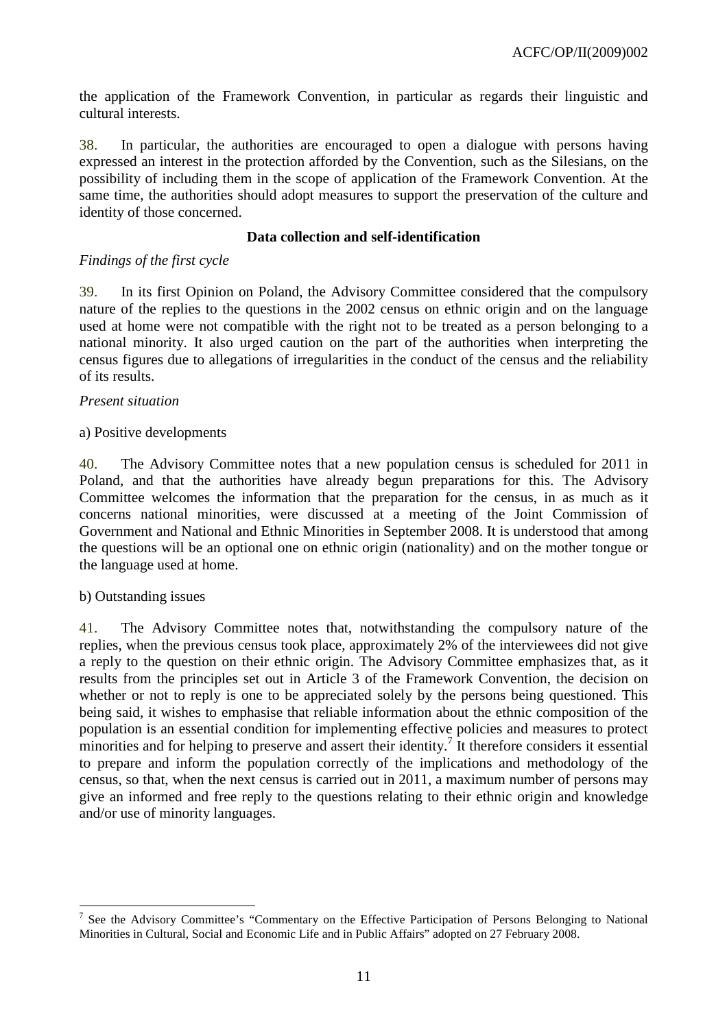the application of the Framework Convention, in particular as regards their linguistic and cultural interests.

38. In particular, the authorities are encouraged to open a dialogue with persons having expressed an interest in the protection afforded by the Convention, such as the Silesians, on the possibility of including them in the scope of application of the Framework Convention. At the same time, the authorities should adopt measures to support the preservation of the culture and identity of those concerned.

**Data collection and self-identification**

*Findings of the first cycle*

39. In its first Opinion on Poland, the Advisory Committee considered that the compulsory nature of the replies to the questions in the 2002 census on ethnic origin and on the language used at home were not compatible with the right not to be treated as a person belonging to a national minority. It also urged caution on the part of the authorities when interpreting the census figures due to allegations of irregularities in the conduct of the census and the reliability of its results.

*Present situation*

a) Positive developments

40. The Advisory Committee notes that a new population census is scheduled for 2011 in Poland, and that the authorities have already begun preparations for this. The Advisory Committee welcomes the information that the preparation for the census, in as much as it concerns national minorities, were discussed at a meeting of the Joint Commission of Government and National and Ethnic Minorities in September 2008. It is understood that among the questions will be an optional one on ethnic origin (nationality) and on the mother tongue or the language used at home.

b) Outstanding issues

41. The Advisory Committee notes that, notwithstanding the compulsory nature of the replies, when the previous census took place, approximately 2% of the interviewees did not give a reply to the question on their ethnic origin. The Advisory Committee emphasizes that, as it results from the principles set out in Article 3 of the Framework Convention, the decision on whether or not to reply is one to be appreciated solely by the persons being questioned. This being said, it wishes to emphasise that reliable information about the ethnic composition of the population is an essential condition for implementing effective policies and measures to protect minorities and for helping to preserve and assert their identity.[7] It therefore considers it essential to prepare and inform the population correctly of the implications and methodology of the census, so that, when the next census is carried out in 2011, a maximum number of persons may give an informed and free reply to the questions relating to their ethnic origin and knowledge and/or use of minority languages.

---

[7] See the Advisory Committee's "Commentary on the Effective Participation of Persons Belonging to National Minorities in Cultural, Social and Economic Life and in Public Affairs" adopted on 27 February 2008.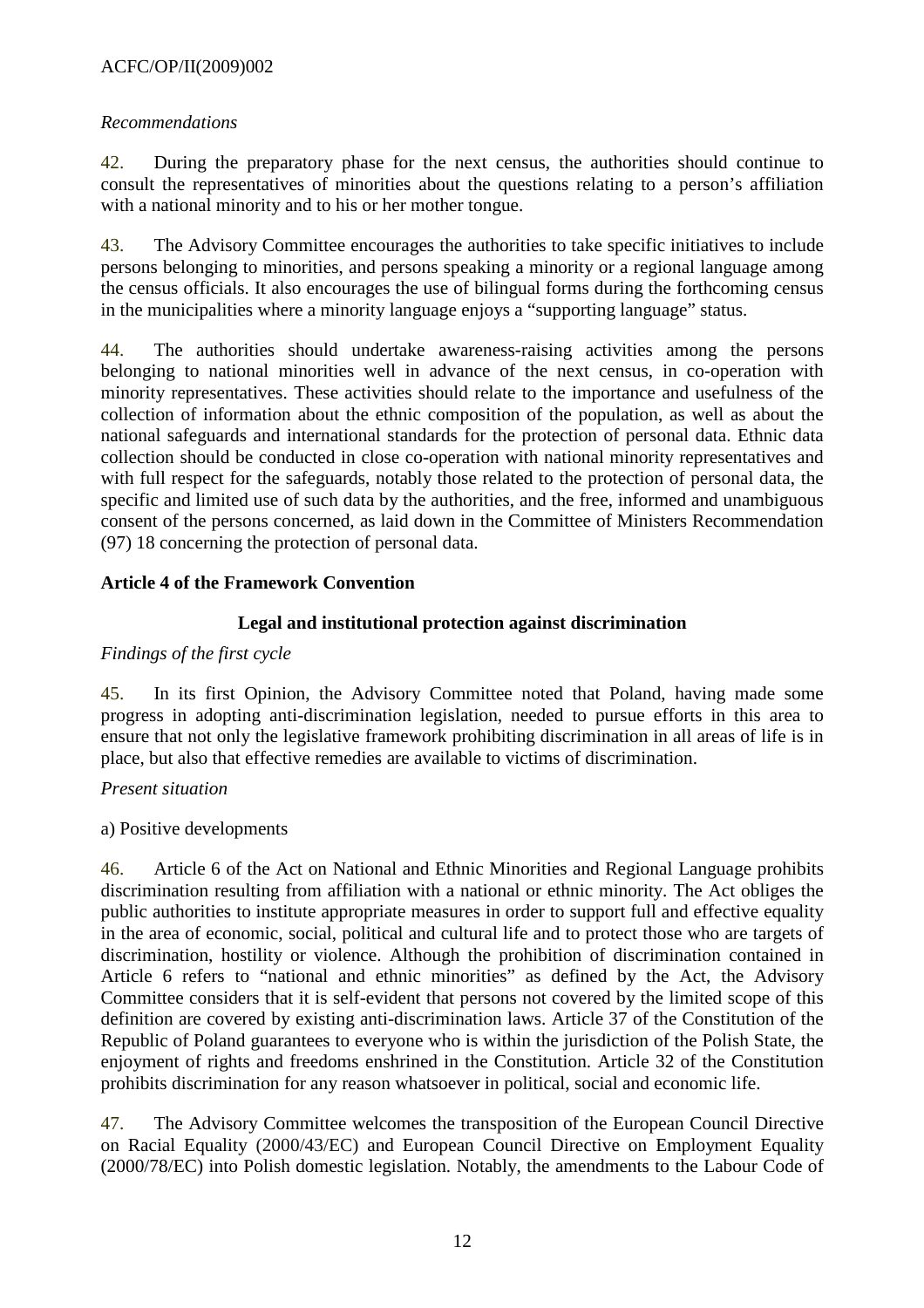*Recommendations*

42. During the preparatory phase for the next census, the authorities should continue to consult the representatives of minorities about the questions relating to a person's affiliation with a national minority and to his or her mother tongue.

43. The Advisory Committee encourages the authorities to take specific initiatives to include persons belonging to minorities, and persons speaking a minority or a regional language among the census officials. It also encourages the use of bilingual forms during the forthcoming census in the municipalities where a minority language enjoys a "supporting language" status.

44. The authorities should undertake awareness-raising activities among the persons belonging to national minorities well in advance of the next census, in co-operation with minority representatives. These activities should relate to the importance and usefulness of the collection of information about the ethnic composition of the population, as well as about the national safeguards and international standards for the protection of personal data. Ethnic data collection should be conducted in close co-operation with national minority representatives and with full respect for the safeguards, notably those related to the protection of personal data, the specific and limited use of such data by the authorities, and the free, informed and unambiguous consent of the persons concerned, as laid down in the Committee of Ministers Recommendation (97) 18 concerning the protection of personal data.

## Article 4 of the Framework Convention

### Legal and institutional protection against discrimination

*Findings of the first cycle*

45. In its first Opinion, the Advisory Committee noted that Poland, having made some progress in adopting anti-discrimination legislation, needed to pursue efforts in this area to ensure that not only the legislative framework prohibiting discrimination in all areas of life is in place, but also that effective remedies are available to victims of discrimination.

*Present situation*

a) Positive developments

46. Article 6 of the Act on National and Ethnic Minorities and Regional Language prohibits discrimination resulting from affiliation with a national or ethnic minority. The Act obliges the public authorities to institute appropriate measures in order to support full and effective equality in the area of economic, social, political and cultural life and to protect those who are targets of discrimination, hostility or violence. Although the prohibition of discrimination contained in Article 6 refers to "national and ethnic minorities" as defined by the Act, the Advisory Committee considers that it is self-evident that persons not covered by the limited scope of this definition are covered by existing anti-discrimination laws. Article 37 of the Constitution of the Republic of Poland guarantees to everyone who is within the jurisdiction of the Polish State, the enjoyment of rights and freedoms enshrined in the Constitution. Article 32 of the Constitution prohibits discrimination for any reason whatsoever in political, social and economic life.

47. The Advisory Committee welcomes the transposition of the European Council Directive on Racial Equality (2000/43/EC) and European Council Directive on Employment Equality (2000/78/EC) into Polish domestic legislation. Notably, the amendments to the Labour Code of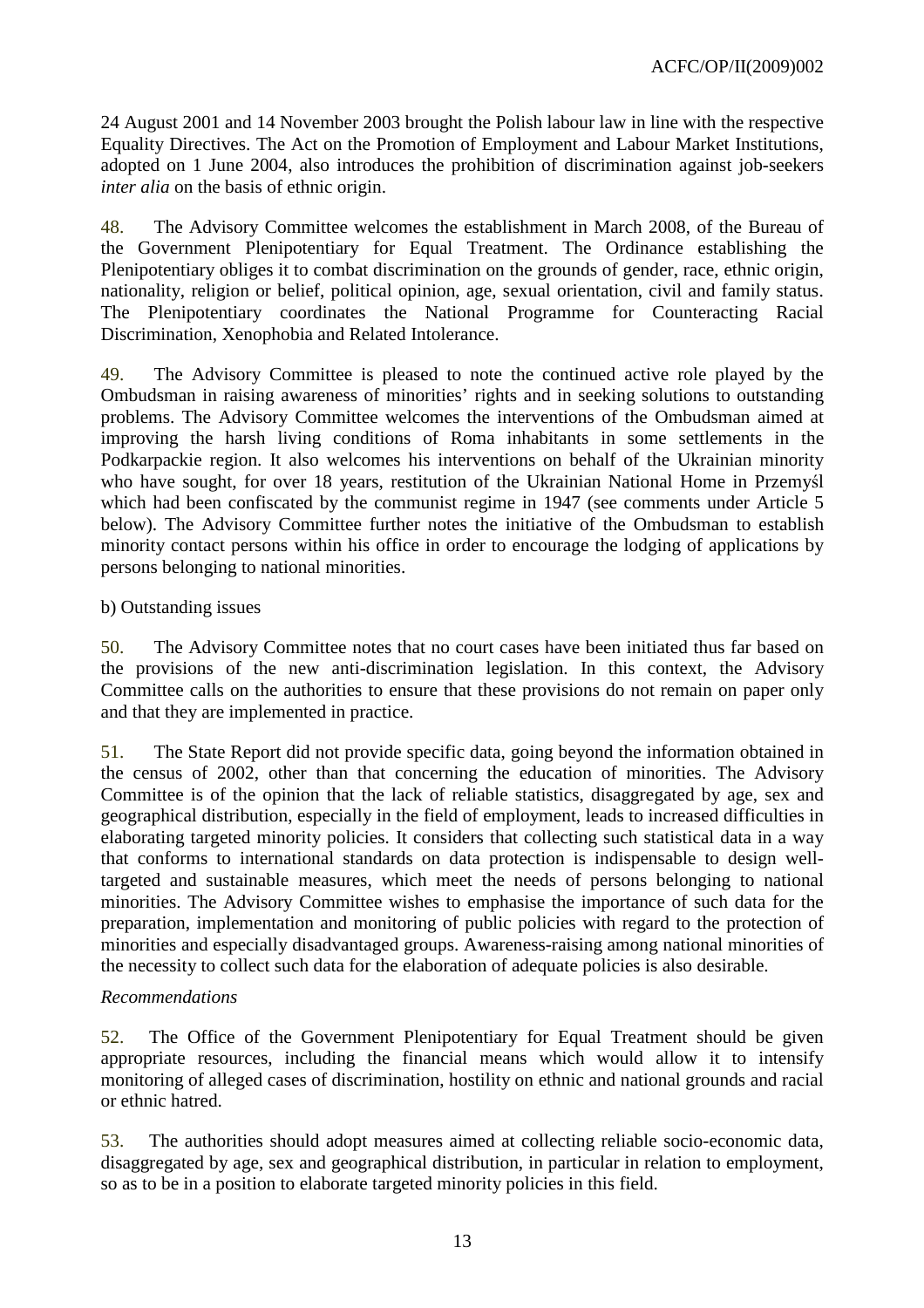24 August 2001 and 14 November 2003 brought the Polish labour law in line with the respective Equality Directives. The Act on the Promotion of Employment and Labour Market Institutions, adopted on 1 June 2004, also introduces the prohibition of discrimination against job-seekers *inter alia* on the basis of ethnic origin.

48. The Advisory Committee welcomes the establishment in March 2008, of the Bureau of the Government Plenipotentiary for Equal Treatment. The Ordinance establishing the Plenipotentiary obliges it to combat discrimination on the grounds of gender, race, ethnic origin, nationality, religion or belief, political opinion, age, sexual orientation, civil and family status. The Plenipotentiary coordinates the National Programme for Counteracting Racial Discrimination, Xenophobia and Related Intolerance.

49. The Advisory Committee is pleased to note the continued active role played by the Ombudsman in raising awareness of minorities' rights and in seeking solutions to outstanding problems. The Advisory Committee welcomes the interventions of the Ombudsman aimed at improving the harsh living conditions of Roma inhabitants in some settlements in the Podkarpackie region. It also welcomes his interventions on behalf of the Ukrainian minority who have sought, for over 18 years, restitution of the Ukrainian National Home in Przemyśl which had been confiscated by the communist regime in 1947 (see comments under Article 5 below). The Advisory Committee further notes the initiative of the Ombudsman to establish minority contact persons within his office in order to encourage the lodging of applications by persons belonging to national minorities.

b) Outstanding issues

50. The Advisory Committee notes that no court cases have been initiated thus far based on the provisions of the new anti-discrimination legislation. In this context, the Advisory Committee calls on the authorities to ensure that these provisions do not remain on paper only and that they are implemented in practice.

51. The State Report did not provide specific data, going beyond the information obtained in the census of 2002, other than that concerning the education of minorities. The Advisory Committee is of the opinion that the lack of reliable statistics, disaggregated by age, sex and geographical distribution, especially in the field of employment, leads to increased difficulties in elaborating targeted minority policies. It considers that collecting such statistical data in a way that conforms to international standards on data protection is indispensable to design well-targeted and sustainable measures, which meet the needs of persons belonging to national minorities. The Advisory Committee wishes to emphasise the importance of such data for the preparation, implementation and monitoring of public policies with regard to the protection of minorities and especially disadvantaged groups. Awareness-raising among national minorities of the necessity to collect such data for the elaboration of adequate policies is also desirable.

*Recommendations*

52. The Office of the Government Plenipotentiary for Equal Treatment should be given appropriate resources, including the financial means which would allow it to intensify monitoring of alleged cases of discrimination, hostility on ethnic and national grounds and racial or ethnic hatred.

53. The authorities should adopt measures aimed at collecting reliable socio-economic data, disaggregated by age, sex and geographical distribution, in particular in relation to employment, so as to be in a position to elaborate targeted minority policies in this field.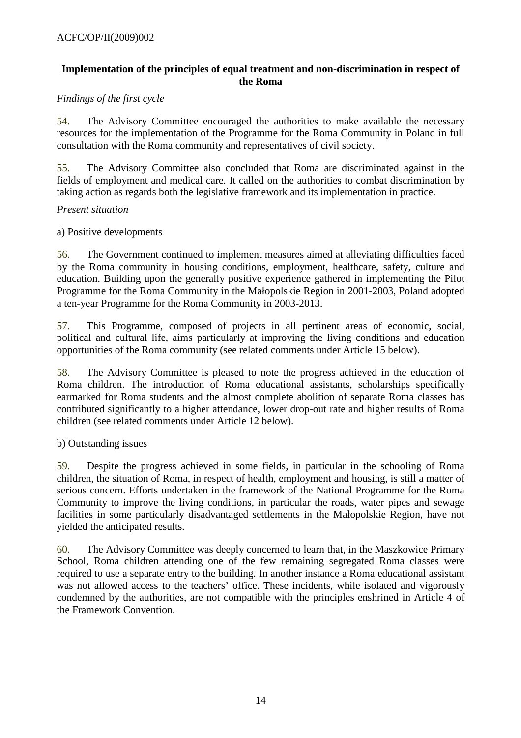### Implementation of the principles of equal treatment and non-discrimination in respect of the Roma

*Findings of the first cycle*

54. The Advisory Committee encouraged the authorities to make available the necessary resources for the implementation of the Programme for the Roma Community in Poland in full consultation with the Roma community and representatives of civil society.

55. The Advisory Committee also concluded that Roma are discriminated against in the fields of employment and medical care. It called on the authorities to combat discrimination by taking action as regards both the legislative framework and its implementation in practice.

*Present situation*

a) Positive developments

56. The Government continued to implement measures aimed at alleviating difficulties faced by the Roma community in housing conditions, employment, healthcare, safety, culture and education. Building upon the generally positive experience gathered in implementing the Pilot Programme for the Roma Community in the Małopolskie Region in 2001-2003, Poland adopted a ten-year Programme for the Roma Community in 2003-2013.

57. This Programme, composed of projects in all pertinent areas of economic, social, political and cultural life, aims particularly at improving the living conditions and education opportunities of the Roma community (see related comments under Article 15 below).

58. The Advisory Committee is pleased to note the progress achieved in the education of Roma children. The introduction of Roma educational assistants, scholarships specifically earmarked for Roma students and the almost complete abolition of separate Roma classes has contributed significantly to a higher attendance, lower drop-out rate and higher results of Roma children (see related comments under Article 12 below).

b) Outstanding issues

59. Despite the progress achieved in some fields, in particular in the schooling of Roma children, the situation of Roma, in respect of health, employment and housing, is still a matter of serious concern. Efforts undertaken in the framework of the National Programme for the Roma Community to improve the living conditions, in particular the roads, water pipes and sewage facilities in some particularly disadvantaged settlements in the Małopolskie Region, have not yielded the anticipated results.

60. The Advisory Committee was deeply concerned to learn that, in the Maszkowice Primary School, Roma children attending one of the few remaining segregated Roma classes were required to use a separate entry to the building. In another instance a Roma educational assistant was not allowed access to the teachers' office. These incidents, while isolated and vigorously condemned by the authorities, are not compatible with the principles enshrined in Article 4 of the Framework Convention.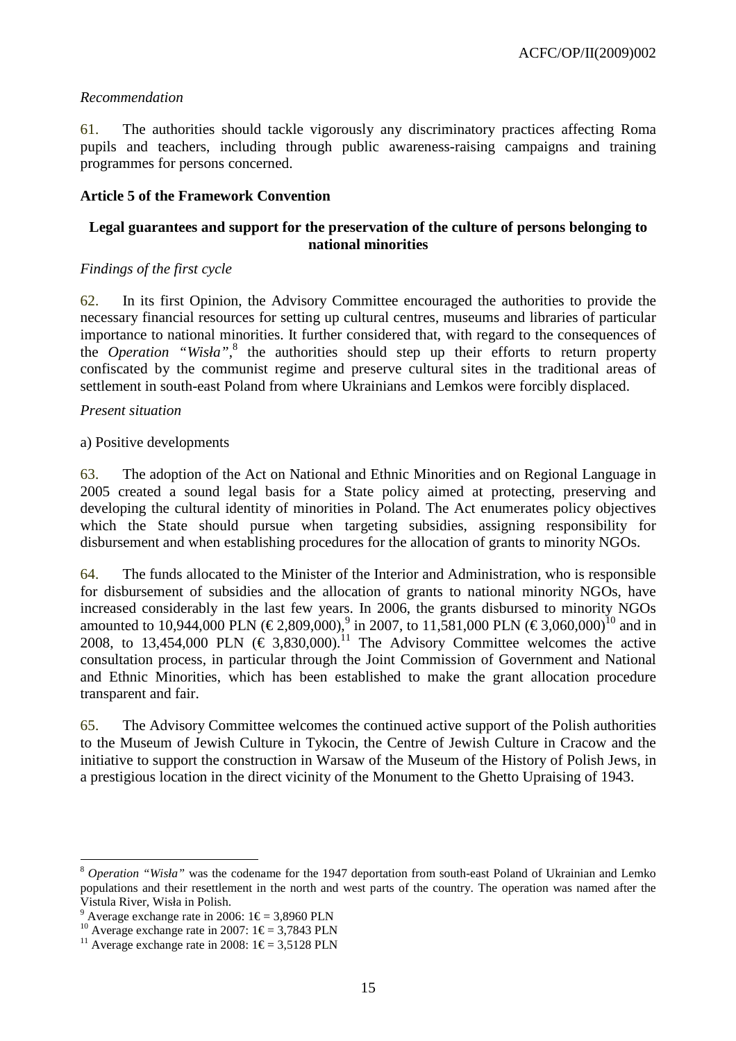*Recommendation*

61. The authorities should tackle vigorously any discriminatory practices affecting Roma pupils and teachers, including through public awareness-raising campaigns and training programmes for persons concerned.

**Article 5 of the Framework Convention**

**Legal guarantees and support for the preservation of the culture of persons belonging to national minorities**

*Findings of the first cycle*

62. In its first Opinion, the Advisory Committee encouraged the authorities to provide the necessary financial resources for setting up cultural centres, museums and libraries of particular importance to national minorities. It further considered that, with regard to the consequences of the *Operation "Wisła"*,[8] the authorities should step up their efforts to return property confiscated by the communist regime and preserve cultural sites in the traditional areas of settlement in south-east Poland from where Ukrainians and Lemkos were forcibly displaced.

*Present situation*

a) Positive developments

63. The adoption of the Act on National and Ethnic Minorities and on Regional Language in 2005 created a sound legal basis for a State policy aimed at protecting, preserving and developing the cultural identity of minorities in Poland. The Act enumerates policy objectives which the State should pursue when targeting subsidies, assigning responsibility for disbursement and when establishing procedures for the allocation of grants to minority NGOs.

64. The funds allocated to the Minister of the Interior and Administration, who is responsible for disbursement of subsidies and the allocation of grants to national minority NGOs, have increased considerably in the last few years. In 2006, the grants disbursed to minority NGOs amounted to 10,944,000 PLN (€ 2,809,000),[9] in 2007, to 11,581,000 PLN (€ 3,060,000)[10] and in 2008, to 13,454,000 PLN (€ 3,830,000).[11] The Advisory Committee welcomes the active consultation process, in particular through the Joint Commission of Government and National and Ethnic Minorities, which has been established to make the grant allocation procedure transparent and fair.

65. The Advisory Committee welcomes the continued active support of the Polish authorities to the Museum of Jewish Culture in Tykocin, the Centre of Jewish Culture in Cracow and the initiative to support the construction in Warsaw of the Museum of the History of Polish Jews, in a prestigious location in the direct vicinity of the Monument to the Ghetto Upraising of 1943.

---

[8] *Operation "Wisła"* was the codename for the 1947 deportation from south-east Poland of Ukrainian and Lemko populations and their resettlement in the north and west parts of the country. The operation was named after the Vistula River, Wisła in Polish.

[9] Average exchange rate in 2006: 1€ = 3,8960 PLN

[10] Average exchange rate in 2007: 1€ = 3,7843 PLN

[11] Average exchange rate in 2008: 1€ = 3,5128 PLN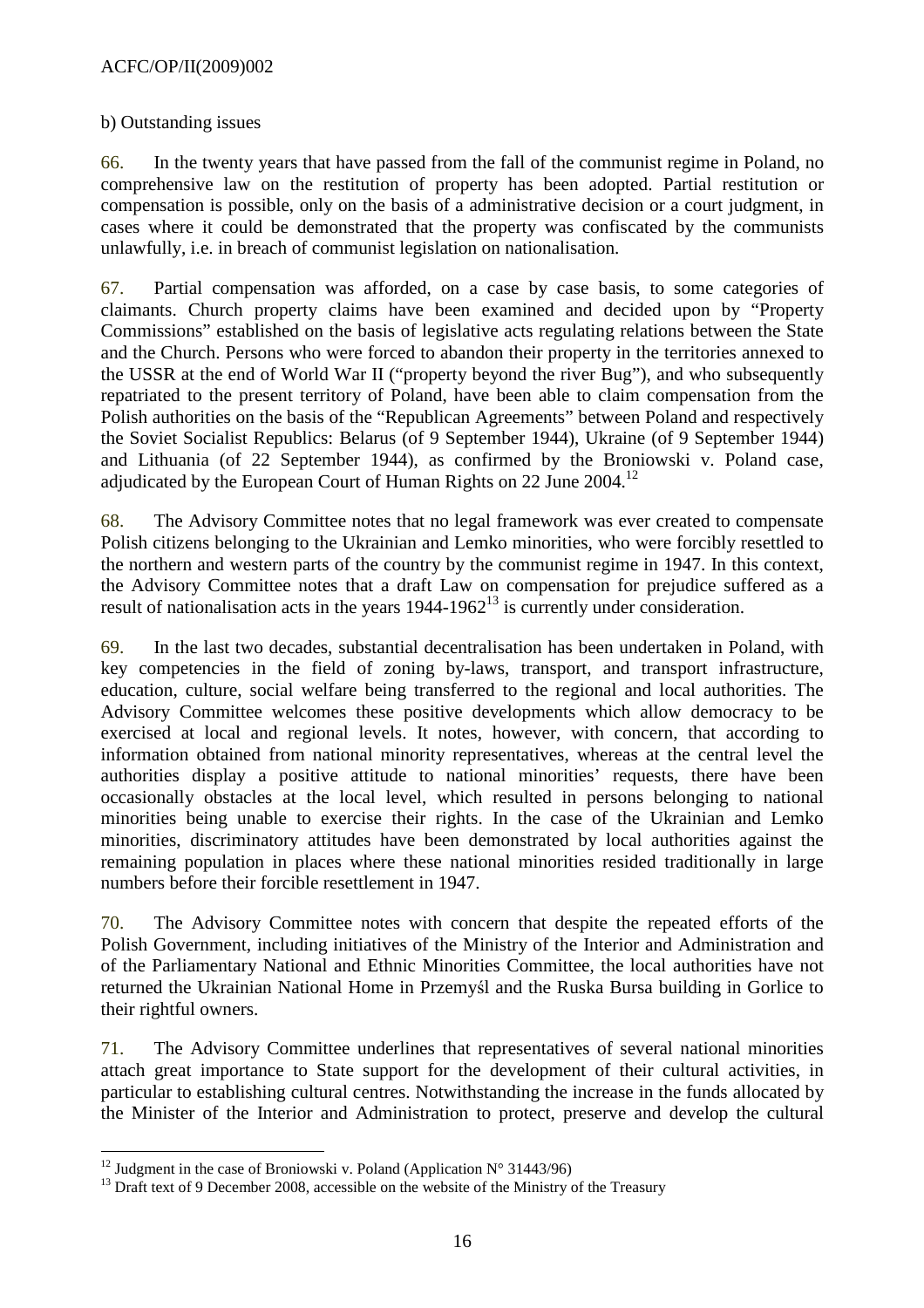b) Outstanding issues

66. In the twenty years that have passed from the fall of the communist regime in Poland, no comprehensive law on the restitution of property has been adopted. Partial restitution or compensation is possible, only on the basis of a administrative decision or a court judgment, in cases where it could be demonstrated that the property was confiscated by the communists unlawfully, i.e. in breach of communist legislation on nationalisation.

67. Partial compensation was afforded, on a case by case basis, to some categories of claimants. Church property claims have been examined and decided upon by "Property Commissions" established on the basis of legislative acts regulating relations between the State and the Church. Persons who were forced to abandon their property in the territories annexed to the USSR at the end of World War II ("property beyond the river Bug"), and who subsequently repatriated to the present territory of Poland, have been able to claim compensation from the Polish authorities on the basis of the "Republican Agreements" between Poland and respectively the Soviet Socialist Republics: Belarus (of 9 September 1944), Ukraine (of 9 September 1944) and Lithuania (of 22 September 1944), as confirmed by the Broniowski v. Poland case, adjudicated by the European Court of Human Rights on 22 June 2004.[12]

68. The Advisory Committee notes that no legal framework was ever created to compensate Polish citizens belonging to the Ukrainian and Lemko minorities, who were forcibly resettled to the northern and western parts of the country by the communist regime in 1947. In this context, the Advisory Committee notes that a draft Law on compensation for prejudice suffered as a result of nationalisation acts in the years 1944-1962[13] is currently under consideration.

69. In the last two decades, substantial decentralisation has been undertaken in Poland, with key competencies in the field of zoning by-laws, transport, and transport infrastructure, education, culture, social welfare being transferred to the regional and local authorities. The Advisory Committee welcomes these positive developments which allow democracy to be exercised at local and regional levels. It notes, however, with concern, that according to information obtained from national minority representatives, whereas at the central level the authorities display a positive attitude to national minorities' requests, there have been occasionally obstacles at the local level, which resulted in persons belonging to national minorities being unable to exercise their rights. In the case of the Ukrainian and Lemko minorities, discriminatory attitudes have been demonstrated by local authorities against the remaining population in places where these national minorities resided traditionally in large numbers before their forcible resettlement in 1947.

70. The Advisory Committee notes with concern that despite the repeated efforts of the Polish Government, including initiatives of the Ministry of the Interior and Administration and of the Parliamentary National and Ethnic Minorities Committee, the local authorities have not returned the Ukrainian National Home in Przemyśl and the Ruska Bursa building in Gorlice to their rightful owners.

71. The Advisory Committee underlines that representatives of several national minorities attach great importance to State support for the development of their cultural activities, in particular to establishing cultural centres. Notwithstanding the increase in the funds allocated by the Minister of the Interior and Administration to protect, preserve and develop the cultural

---

[12] Judgment in the case of Broniowski v. Poland (Application N° 31443/96)

[13] Draft text of 9 December 2008, accessible on the website of the Ministry of the Treasury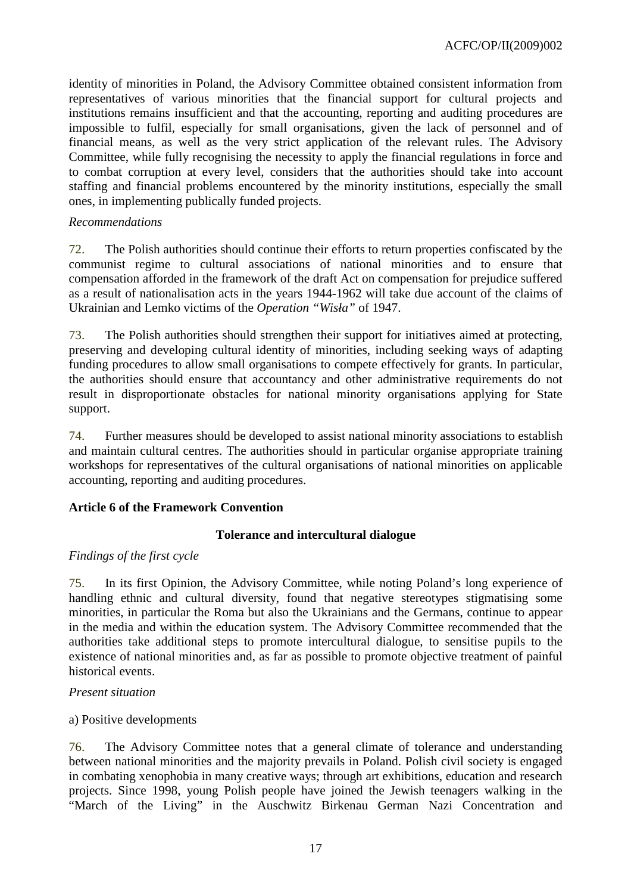identity of minorities in Poland, the Advisory Committee obtained consistent information from representatives of various minorities that the financial support for cultural projects and institutions remains insufficient and that the accounting, reporting and auditing procedures are impossible to fulfil, especially for small organisations, given the lack of personnel and of financial means, as well as the very strict application of the relevant rules. The Advisory Committee, while fully recognising the necessity to apply the financial regulations in force and to combat corruption at every level, considers that the authorities should take into account staffing and financial problems encountered by the minority institutions, especially the small ones, in implementing publically funded projects.

*Recommendations*

72. The Polish authorities should continue their efforts to return properties confiscated by the communist regime to cultural associations of national minorities and to ensure that compensation afforded in the framework of the draft Act on compensation for prejudice suffered as a result of nationalisation acts in the years 1944-1962 will take due account of the claims of Ukrainian and Lemko victims of the *Operation "Wisła"* of 1947.

73. The Polish authorities should strengthen their support for initiatives aimed at protecting, preserving and developing cultural identity of minorities, including seeking ways of adapting funding procedures to allow small organisations to compete effectively for grants. In particular, the authorities should ensure that accountancy and other administrative requirements do not result in disproportionate obstacles for national minority organisations applying for State support.

74. Further measures should be developed to assist national minority associations to establish and maintain cultural centres. The authorities should in particular organise appropriate training workshops for representatives of the cultural organisations of national minorities on applicable accounting, reporting and auditing procedures.

## Article 6 of the Framework Convention

### Tolerance and intercultural dialogue

*Findings of the first cycle*

75. In its first Opinion, the Advisory Committee, while noting Poland's long experience of handling ethnic and cultural diversity, found that negative stereotypes stigmatising some minorities, in particular the Roma but also the Ukrainians and the Germans, continue to appear in the media and within the education system. The Advisory Committee recommended that the authorities take additional steps to promote intercultural dialogue, to sensitise pupils to the existence of national minorities and, as far as possible to promote objective treatment of painful historical events.

*Present situation*

a) Positive developments

76. The Advisory Committee notes that a general climate of tolerance and understanding between national minorities and the majority prevails in Poland. Polish civil society is engaged in combating xenophobia in many creative ways; through art exhibitions, education and research projects. Since 1998, young Polish people have joined the Jewish teenagers walking in the "March of the Living" in the Auschwitz Birkenau German Nazi Concentration and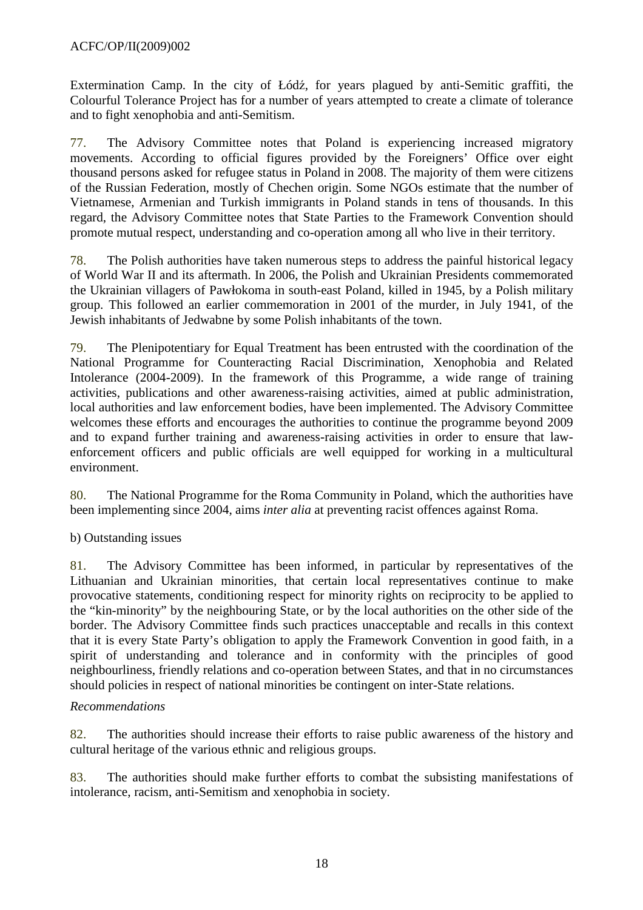Extermination Camp. In the city of Łódź, for years plagued by anti-Semitic graffiti, the Colourful Tolerance Project has for a number of years attempted to create a climate of tolerance and to fight xenophobia and anti-Semitism.

77. The Advisory Committee notes that Poland is experiencing increased migratory movements. According to official figures provided by the Foreigners' Office over eight thousand persons asked for refugee status in Poland in 2008. The majority of them were citizens of the Russian Federation, mostly of Chechen origin. Some NGOs estimate that the number of Vietnamese, Armenian and Turkish immigrants in Poland stands in tens of thousands. In this regard, the Advisory Committee notes that State Parties to the Framework Convention should promote mutual respect, understanding and co-operation among all who live in their territory.

78. The Polish authorities have taken numerous steps to address the painful historical legacy of World War II and its aftermath. In 2006, the Polish and Ukrainian Presidents commemorated the Ukrainian villagers of Pawłokoma in south-east Poland, killed in 1945, by a Polish military group. This followed an earlier commemoration in 2001 of the murder, in July 1941, of the Jewish inhabitants of Jedwabne by some Polish inhabitants of the town.

79. The Plenipotentiary for Equal Treatment has been entrusted with the coordination of the National Programme for Counteracting Racial Discrimination, Xenophobia and Related Intolerance (2004-2009). In the framework of this Programme, a wide range of training activities, publications and other awareness-raising activities, aimed at public administration, local authorities and law enforcement bodies, have been implemented. The Advisory Committee welcomes these efforts and encourages the authorities to continue the programme beyond 2009 and to expand further training and awareness-raising activities in order to ensure that law-enforcement officers and public officials are well equipped for working in a multicultural environment.

80. The National Programme for the Roma Community in Poland, which the authorities have been implementing since 2004, aims *inter alia* at preventing racist offences against Roma.

b) Outstanding issues

81. The Advisory Committee has been informed, in particular by representatives of the Lithuanian and Ukrainian minorities, that certain local representatives continue to make provocative statements, conditioning respect for minority rights on reciprocity to be applied to the "kin-minority" by the neighbouring State, or by the local authorities on the other side of the border. The Advisory Committee finds such practices unacceptable and recalls in this context that it is every State Party's obligation to apply the Framework Convention in good faith, in a spirit of understanding and tolerance and in conformity with the principles of good neighbourliness, friendly relations and co-operation between States, and that in no circumstances should policies in respect of national minorities be contingent on inter-State relations.

*Recommendations*

82. The authorities should increase their efforts to raise public awareness of the history and cultural heritage of the various ethnic and religious groups.

83. The authorities should make further efforts to combat the subsisting manifestations of intolerance, racism, anti-Semitism and xenophobia in society.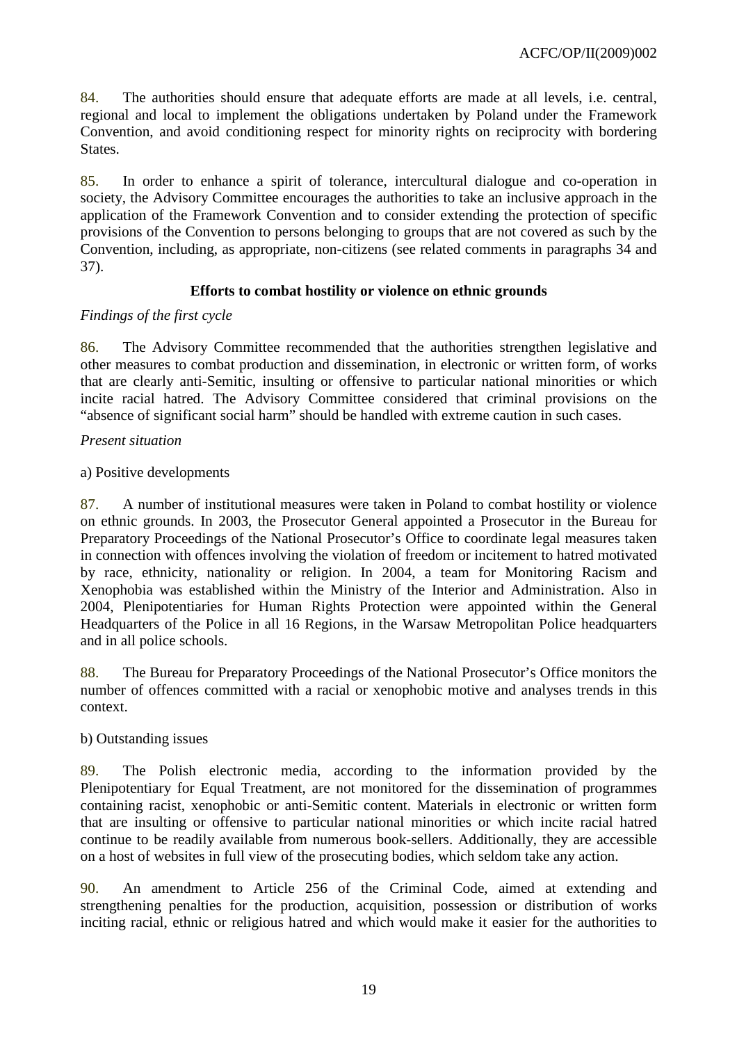84. The authorities should ensure that adequate efforts are made at all levels, i.e. central, regional and local to implement the obligations undertaken by Poland under the Framework Convention, and avoid conditioning respect for minority rights on reciprocity with bordering States.

85. In order to enhance a spirit of tolerance, intercultural dialogue and co-operation in society, the Advisory Committee encourages the authorities to take an inclusive approach in the application of the Framework Convention and to consider extending the protection of specific provisions of the Convention to persons belonging to groups that are not covered as such by the Convention, including, as appropriate, non-citizens (see related comments in paragraphs 34 and 37).

**Efforts to combat hostility or violence on ethnic grounds**

*Findings of the first cycle*

86. The Advisory Committee recommended that the authorities strengthen legislative and other measures to combat production and dissemination, in electronic or written form, of works that are clearly anti-Semitic, insulting or offensive to particular national minorities or which incite racial hatred. The Advisory Committee considered that criminal provisions on the "absence of significant social harm" should be handled with extreme caution in such cases.

*Present situation*

a) Positive developments

87. A number of institutional measures were taken in Poland to combat hostility or violence on ethnic grounds. In 2003, the Prosecutor General appointed a Prosecutor in the Bureau for Preparatory Proceedings of the National Prosecutor's Office to coordinate legal measures taken in connection with offences involving the violation of freedom or incitement to hatred motivated by race, ethnicity, nationality or religion. In 2004, a team for Monitoring Racism and Xenophobia was established within the Ministry of the Interior and Administration. Also in 2004, Plenipotentiaries for Human Rights Protection were appointed within the General Headquarters of the Police in all 16 Regions, in the Warsaw Metropolitan Police headquarters and in all police schools.

88. The Bureau for Preparatory Proceedings of the National Prosecutor's Office monitors the number of offences committed with a racial or xenophobic motive and analyses trends in this context.

b) Outstanding issues

89. The Polish electronic media, according to the information provided by the Plenipotentiary for Equal Treatment, are not monitored for the dissemination of programmes containing racist, xenophobic or anti-Semitic content. Materials in electronic or written form that are insulting or offensive to particular national minorities or which incite racial hatred continue to be readily available from numerous book-sellers. Additionally, they are accessible on a host of websites in full view of the prosecuting bodies, which seldom take any action.

90. An amendment to Article 256 of the Criminal Code, aimed at extending and strengthening penalties for the production, acquisition, possession or distribution of works inciting racial, ethnic or religious hatred and which would make it easier for the authorities to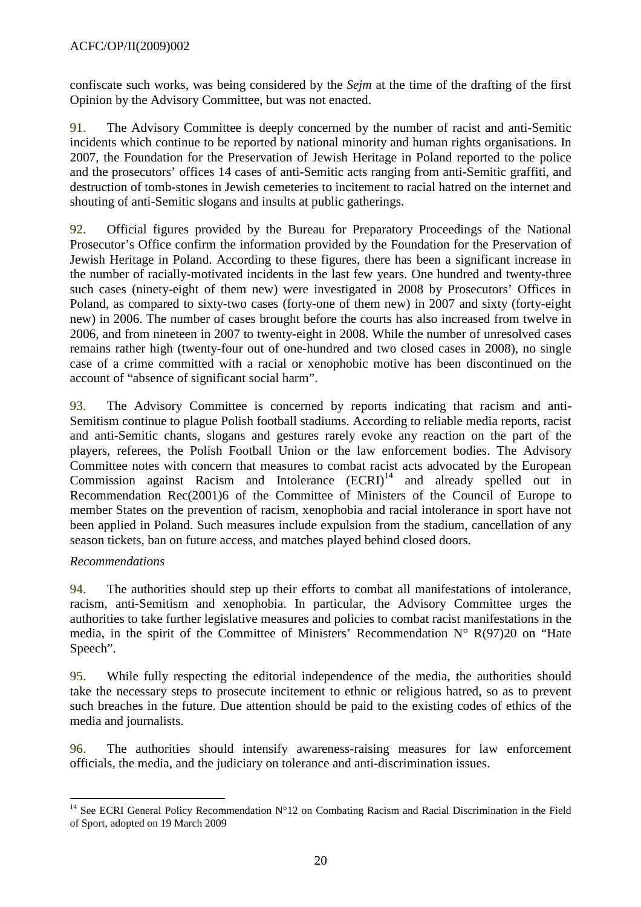confiscate such works, was being considered by the *Sejm* at the time of the drafting of the first Opinion by the Advisory Committee, but was not enacted.

91. The Advisory Committee is deeply concerned by the number of racist and anti-Semitic incidents which continue to be reported by national minority and human rights organisations. In 2007, the Foundation for the Preservation of Jewish Heritage in Poland reported to the police and the prosecutors' offices 14 cases of anti-Semitic acts ranging from anti-Semitic graffiti, and destruction of tomb-stones in Jewish cemeteries to incitement to racial hatred on the internet and shouting of anti-Semitic slogans and insults at public gatherings.

92. Official figures provided by the Bureau for Preparatory Proceedings of the National Prosecutor's Office confirm the information provided by the Foundation for the Preservation of Jewish Heritage in Poland. According to these figures, there has been a significant increase in the number of racially-motivated incidents in the last few years. One hundred and twenty-three such cases (ninety-eight of them new) were investigated in 2008 by Prosecutors' Offices in Poland, as compared to sixty-two cases (forty-one of them new) in 2007 and sixty (forty-eight new) in 2006. The number of cases brought before the courts has also increased from twelve in 2006, and from nineteen in 2007 to twenty-eight in 2008. While the number of unresolved cases remains rather high (twenty-four out of one-hundred and two closed cases in 2008), no single case of a crime committed with a racial or xenophobic motive has been discontinued on the account of "absence of significant social harm".

93. The Advisory Committee is concerned by reports indicating that racism and anti-Semitism continue to plague Polish football stadiums. According to reliable media reports, racist and anti-Semitic chants, slogans and gestures rarely evoke any reaction on the part of the players, referees, the Polish Football Union or the law enforcement bodies. The Advisory Committee notes with concern that measures to combat racist acts advocated by the European Commission against Racism and Intolerance (ECRI)[14] and already spelled out in Recommendation Rec(2001)6 of the Committee of Ministers of the Council of Europe to member States on the prevention of racism, xenophobia and racial intolerance in sport have not been applied in Poland. Such measures include expulsion from the stadium, cancellation of any season tickets, ban on future access, and matches played behind closed doors.

*Recommendations*

94. The authorities should step up their efforts to combat all manifestations of intolerance, racism, anti-Semitism and xenophobia. In particular, the Advisory Committee urges the authorities to take further legislative measures and policies to combat racist manifestations in the media, in the spirit of the Committee of Ministers' Recommendation N° R(97)20 on "Hate Speech".

95. While fully respecting the editorial independence of the media, the authorities should take the necessary steps to prosecute incitement to ethnic or religious hatred, so as to prevent such breaches in the future. Due attention should be paid to the existing codes of ethics of the media and journalists.

96. The authorities should intensify awareness-raising measures for law enforcement officials, the media, and the judiciary on tolerance and anti-discrimination issues.

[14] See ECRI General Policy Recommendation N°12 on Combating Racism and Racial Discrimination in the Field of Sport, adopted on 19 March 2009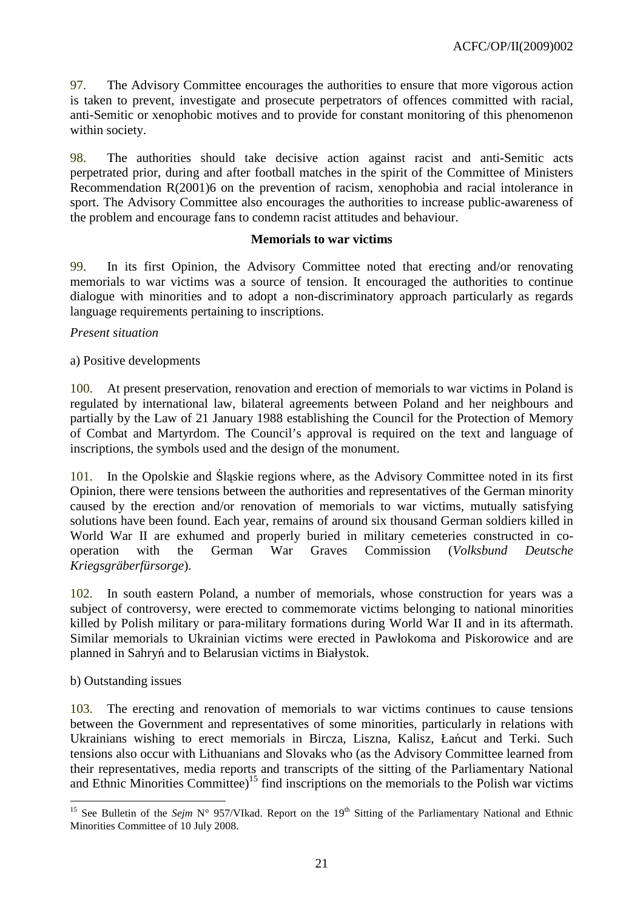97. The Advisory Committee encourages the authorities to ensure that more vigorous action is taken to prevent, investigate and prosecute perpetrators of offences committed with racial, anti-Semitic or xenophobic motives and to provide for constant monitoring of this phenomenon within society.

98. The authorities should take decisive action against racist and anti-Semitic acts perpetrated prior, during and after football matches in the spirit of the Committee of Ministers Recommendation R(2001)6 on the prevention of racism, xenophobia and racial intolerance in sport. The Advisory Committee also encourages the authorities to increase public-awareness of the problem and encourage fans to condemn racist attitudes and behaviour.

**Memorials to war victims**

99. In its first Opinion, the Advisory Committee noted that erecting and/or renovating memorials to war victims was a source of tension. It encouraged the authorities to continue dialogue with minorities and to adopt a non-discriminatory approach particularly as regards language requirements pertaining to inscriptions.

*Present situation*

a) Positive developments

100. At present preservation, renovation and erection of memorials to war victims in Poland is regulated by international law, bilateral agreements between Poland and her neighbours and partially by the Law of 21 January 1988 establishing the Council for the Protection of Memory of Combat and Martyrdom. The Council's approval is required on the text and language of inscriptions, the symbols used and the design of the monument.

101. In the Opolskie and Śląskie regions where, as the Advisory Committee noted in its first Opinion, there were tensions between the authorities and representatives of the German minority caused by the erection and/or renovation of memorials to war victims, mutually satisfying solutions have been found. Each year, remains of around six thousand German soldiers killed in World War II are exhumed and properly buried in military cemeteries constructed in co-operation with the German War Graves Commission (*Volksbund Deutsche Kriegsgräberfürsorge*).

102. In south eastern Poland, a number of memorials, whose construction for years was a subject of controversy, were erected to commemorate victims belonging to national minorities killed by Polish military or para-military formations during World War II and in its aftermath. Similar memorials to Ukrainian victims were erected in Pawłokoma and Piskorowice and are planned in Sahryń and to Belarusian victims in Białystok.

b) Outstanding issues

103. The erecting and renovation of memorials to war victims continues to cause tensions between the Government and representatives of some minorities, particularly in relations with Ukrainians wishing to erect memorials in Bircza, Liszna, Kalisz, Łańcut and Terki. Such tensions also occur with Lithuanians and Slovaks who (as the Advisory Committee learned from their representatives, media reports and transcripts of the sitting of the Parliamentary National and Ethnic Minorities Committee)[15] find inscriptions on the memorials to the Polish war victims

[15] See Bulletin of the *Sejm* N° 957/VIkad. Report on the 19th Sitting of the Parliamentary National and Ethnic Minorities Committee of 10 July 2008.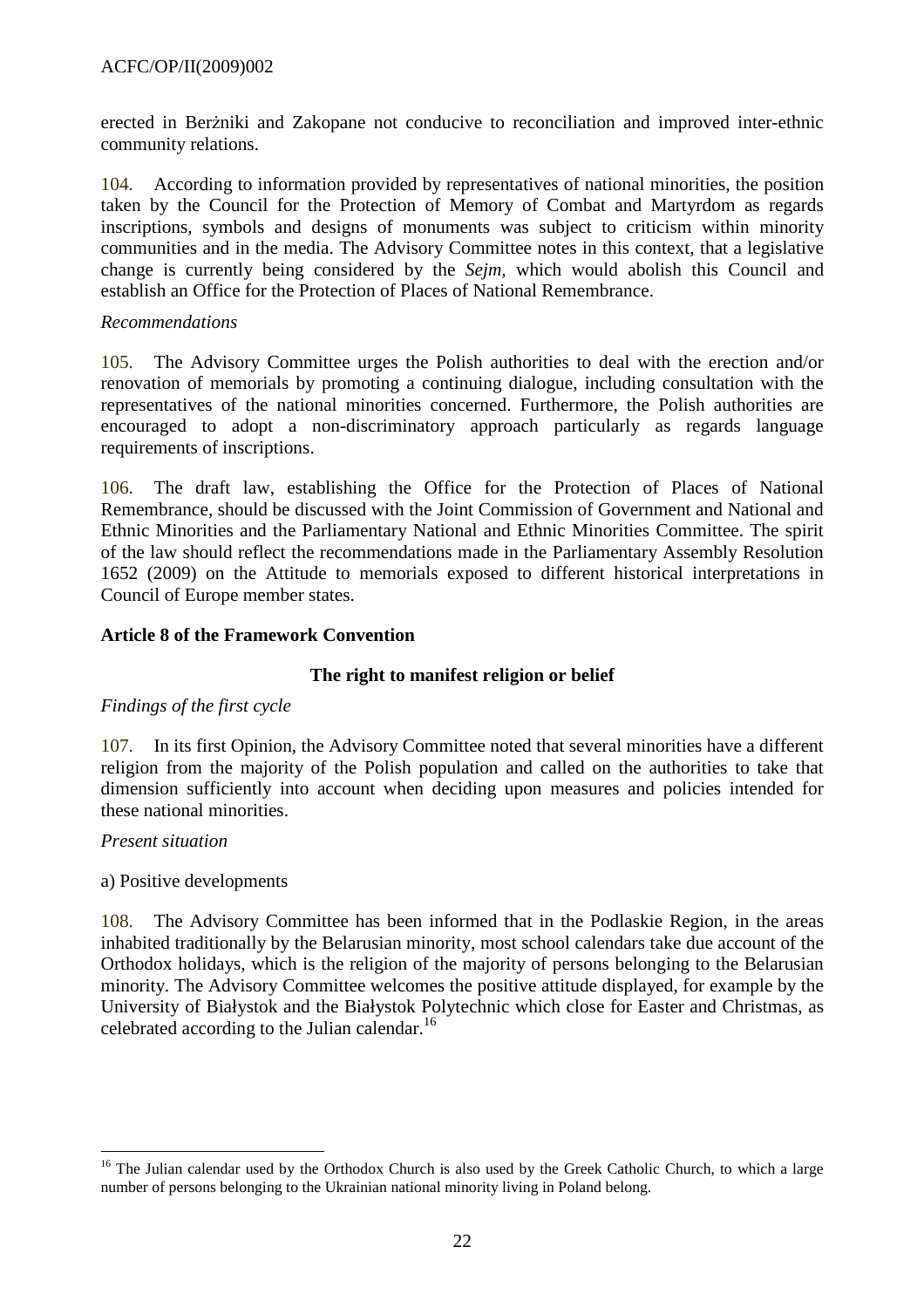erected in Berżniki and Zakopane not conducive to reconciliation and improved inter-ethnic community relations.

104. According to information provided by representatives of national minorities, the position taken by the Council for the Protection of Memory of Combat and Martyrdom as regards inscriptions, symbols and designs of monuments was subject to criticism within minority communities and in the media. The Advisory Committee notes in this context, that a legislative change is currently being considered by the *Sejm*, which would abolish this Council and establish an Office for the Protection of Places of National Remembrance.

*Recommendations*

105. The Advisory Committee urges the Polish authorities to deal with the erection and/or renovation of memorials by promoting a continuing dialogue, including consultation with the representatives of the national minorities concerned. Furthermore, the Polish authorities are encouraged to adopt a non-discriminatory approach particularly as regards language requirements of inscriptions.

106. The draft law, establishing the Office for the Protection of Places of National Remembrance, should be discussed with the Joint Commission of Government and National and Ethnic Minorities and the Parliamentary National and Ethnic Minorities Committee. The spirit of the law should reflect the recommendations made in the Parliamentary Assembly Resolution 1652 (2009) on the Attitude to memorials exposed to different historical interpretations in Council of Europe member states.

## Article 8 of the Framework Convention

### The right to manifest religion or belief

*Findings of the first cycle*

107. In its first Opinion, the Advisory Committee noted that several minorities have a different religion from the majority of the Polish population and called on the authorities to take that dimension sufficiently into account when deciding upon measures and policies intended for these national minorities.

*Present situation*

a) Positive developments

108. The Advisory Committee has been informed that in the Podlaskie Region, in the areas inhabited traditionally by the Belarusian minority, most school calendars take due account of the Orthodox holidays, which is the religion of the majority of persons belonging to the Belarusian minority. The Advisory Committee welcomes the positive attitude displayed, for example by the University of Białystok and the Białystok Polytechnic which close for Easter and Christmas, as celebrated according to the Julian calendar.[16]

[16] The Julian calendar used by the Orthodox Church is also used by the Greek Catholic Church, to which a large number of persons belonging to the Ukrainian national minority living in Poland belong.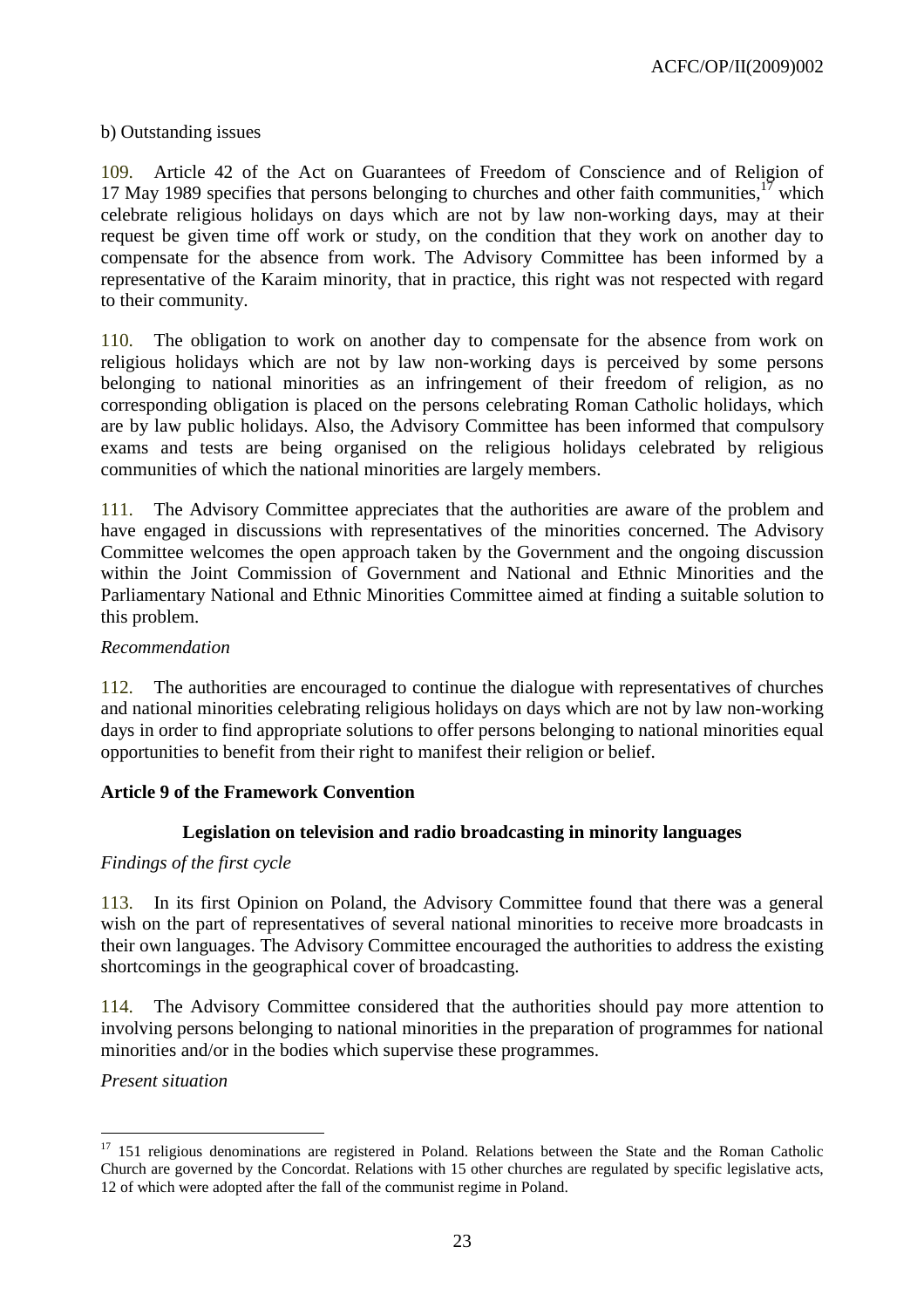b) Outstanding issues

109. Article 42 of the Act on Guarantees of Freedom of Conscience and of Religion of 17 May 1989 specifies that persons belonging to churches and other faith communities,[17] which celebrate religious holidays on days which are not by law non-working days, may at their request be given time off work or study, on the condition that they work on another day to compensate for the absence from work. The Advisory Committee has been informed by a representative of the Karaim minority, that in practice, this right was not respected with regard to their community.

110. The obligation to work on another day to compensate for the absence from work on religious holidays which are not by law non-working days is perceived by some persons belonging to national minorities as an infringement of their freedom of religion, as no corresponding obligation is placed on the persons celebrating Roman Catholic holidays, which are by law public holidays. Also, the Advisory Committee has been informed that compulsory exams and tests are being organised on the religious holidays celebrated by religious communities of which the national minorities are largely members.

111. The Advisory Committee appreciates that the authorities are aware of the problem and have engaged in discussions with representatives of the minorities concerned. The Advisory Committee welcomes the open approach taken by the Government and the ongoing discussion within the Joint Commission of Government and National and Ethnic Minorities and the Parliamentary National and Ethnic Minorities Committee aimed at finding a suitable solution to this problem.

*Recommendation*

112. The authorities are encouraged to continue the dialogue with representatives of churches and national minorities celebrating religious holidays on days which are not by law non-working days in order to find appropriate solutions to offer persons belonging to national minorities equal opportunities to benefit from their right to manifest their religion or belief.

**Article 9 of the Framework Convention**

**Legislation on television and radio broadcasting in minority languages**

*Findings of the first cycle*

113. In its first Opinion on Poland, the Advisory Committee found that there was a general wish on the part of representatives of several national minorities to receive more broadcasts in their own languages. The Advisory Committee encouraged the authorities to address the existing shortcomings in the geographical cover of broadcasting.

114. The Advisory Committee considered that the authorities should pay more attention to involving persons belonging to national minorities in the preparation of programmes for national minorities and/or in the bodies which supervise these programmes.

*Present situation*

---

[17] 151 religious denominations are registered in Poland. Relations between the State and the Roman Catholic Church are governed by the Concordat. Relations with 15 other churches are regulated by specific legislative acts, 12 of which were adopted after the fall of the communist regime in Poland.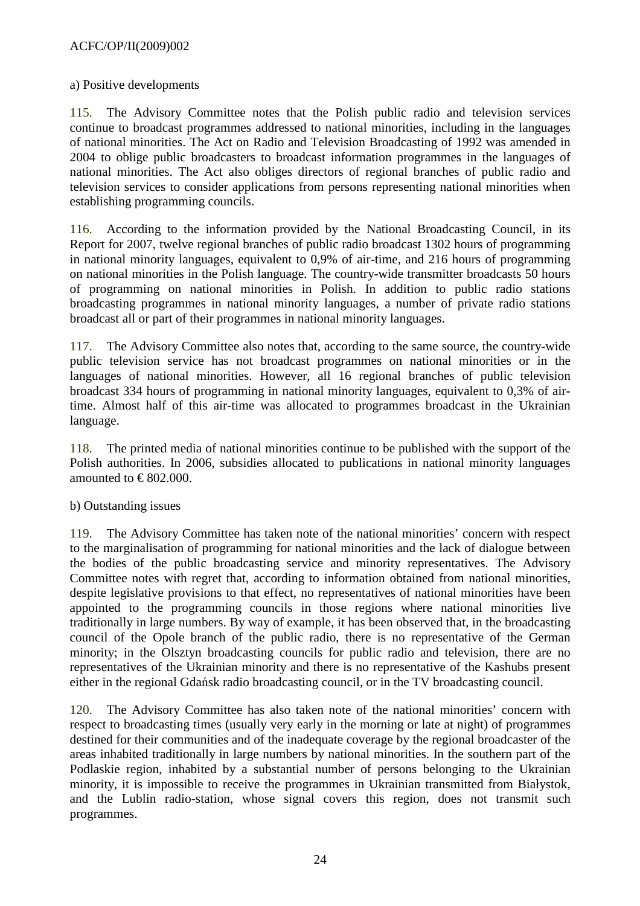a) Positive developments

115. The Advisory Committee notes that the Polish public radio and television services continue to broadcast programmes addressed to national minorities, including in the languages of national minorities. The Act on Radio and Television Broadcasting of 1992 was amended in 2004 to oblige public broadcasters to broadcast information programmes in the languages of national minorities. The Act also obliges directors of regional branches of public radio and television services to consider applications from persons representing national minorities when establishing programming councils.

116. According to the information provided by the National Broadcasting Council, in its Report for 2007, twelve regional branches of public radio broadcast 1302 hours of programming in national minority languages, equivalent to 0,9% of air-time, and 216 hours of programming on national minorities in the Polish language. The country-wide transmitter broadcasts 50 hours of programming on national minorities in Polish. In addition to public radio stations broadcasting programmes in national minority languages, a number of private radio stations broadcast all or part of their programmes in national minority languages.

117. The Advisory Committee also notes that, according to the same source, the country-wide public television service has not broadcast programmes on national minorities or in the languages of national minorities. However, all 16 regional branches of public television broadcast 334 hours of programming in national minority languages, equivalent to 0,3% of air-time. Almost half of this air-time was allocated to programmes broadcast in the Ukrainian language.

118. The printed media of national minorities continue to be published with the support of the Polish authorities. In 2006, subsidies allocated to publications in national minority languages amounted to € 802.000.

b) Outstanding issues

119. The Advisory Committee has taken note of the national minorities' concern with respect to the marginalisation of programming for national minorities and the lack of dialogue between the bodies of the public broadcasting service and minority representatives. The Advisory Committee notes with regret that, according to information obtained from national minorities, despite legislative provisions to that effect, no representatives of national minorities have been appointed to the programming councils in those regions where national minorities live traditionally in large numbers. By way of example, it has been observed that, in the broadcasting council of the Opole branch of the public radio, there is no representative of the German minority; in the Olsztyn broadcasting councils for public radio and television, there are no representatives of the Ukrainian minority and there is no representative of the Kashubs present either in the regional Gdańsk radio broadcasting council, or in the TV broadcasting council.

120. The Advisory Committee has also taken note of the national minorities' concern with respect to broadcasting times (usually very early in the morning or late at night) of programmes destined for their communities and of the inadequate coverage by the regional broadcaster of the areas inhabited traditionally in large numbers by national minorities. In the southern part of the Podlaskie region, inhabited by a substantial number of persons belonging to the Ukrainian minority, it is impossible to receive the programmes in Ukrainian transmitted from Białystok, and the Lublin radio-station, whose signal covers this region, does not transmit such programmes.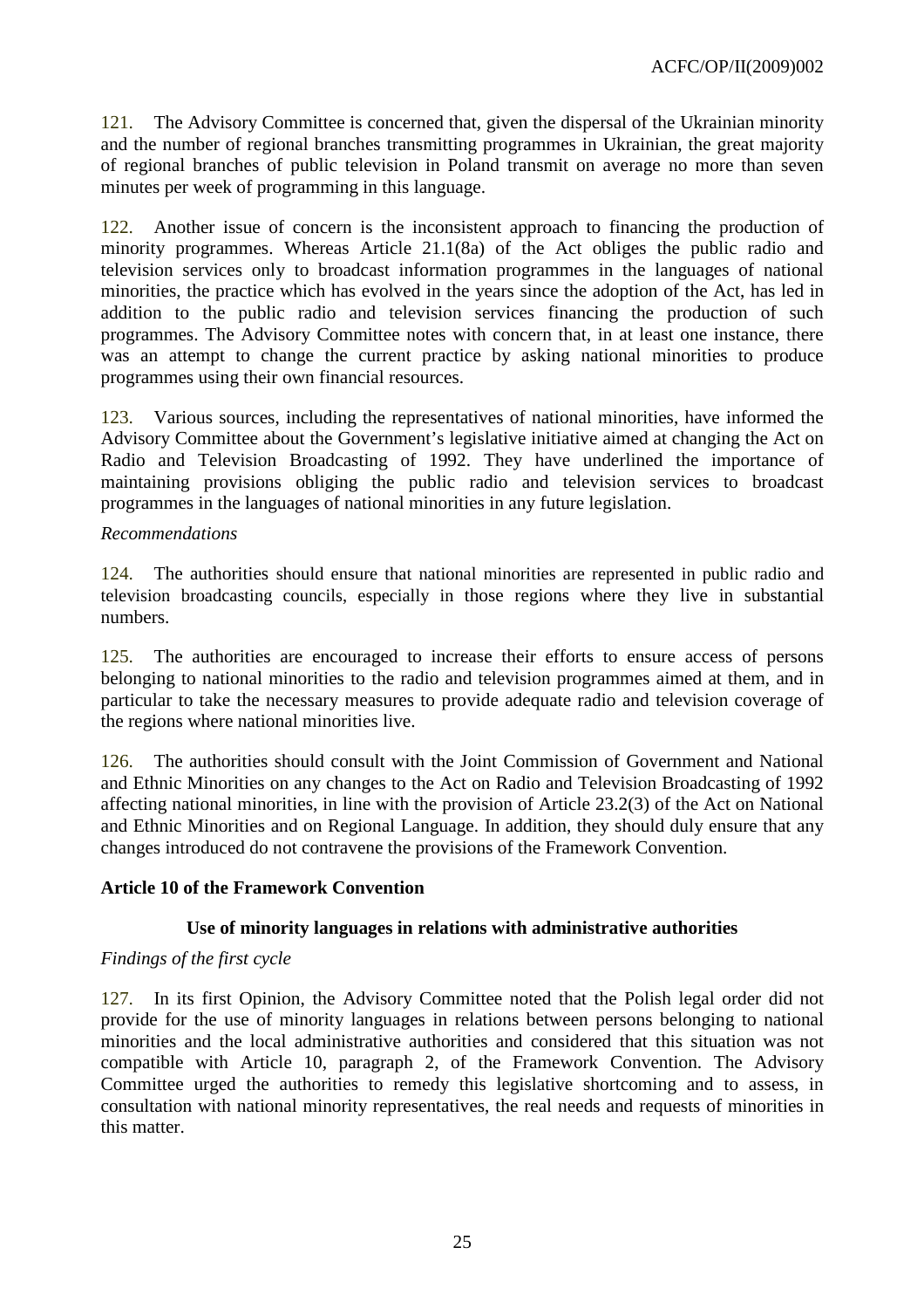121. The Advisory Committee is concerned that, given the dispersal of the Ukrainian minority and the number of regional branches transmitting programmes in Ukrainian, the great majority of regional branches of public television in Poland transmit on average no more than seven minutes per week of programming in this language.

122. Another issue of concern is the inconsistent approach to financing the production of minority programmes. Whereas Article 21.1(8a) of the Act obliges the public radio and television services only to broadcast information programmes in the languages of national minorities, the practice which has evolved in the years since the adoption of the Act, has led in addition to the public radio and television services financing the production of such programmes. The Advisory Committee notes with concern that, in at least one instance, there was an attempt to change the current practice by asking national minorities to produce programmes using their own financial resources.

123. Various sources, including the representatives of national minorities, have informed the Advisory Committee about the Government's legislative initiative aimed at changing the Act on Radio and Television Broadcasting of 1992. They have underlined the importance of maintaining provisions obliging the public radio and television services to broadcast programmes in the languages of national minorities in any future legislation.

*Recommendations*

124. The authorities should ensure that national minorities are represented in public radio and television broadcasting councils, especially in those regions where they live in substantial numbers.

125. The authorities are encouraged to increase their efforts to ensure access of persons belonging to national minorities to the radio and television programmes aimed at them, and in particular to take the necessary measures to provide adequate radio and television coverage of the regions where national minorities live.

126. The authorities should consult with the Joint Commission of Government and National and Ethnic Minorities on any changes to the Act on Radio and Television Broadcasting of 1992 affecting national minorities, in line with the provision of Article 23.2(3) of the Act on National and Ethnic Minorities and on Regional Language. In addition, they should duly ensure that any changes introduced do not contravene the provisions of the Framework Convention.

## Article 10 of the Framework Convention

### Use of minority languages in relations with administrative authorities

*Findings of the first cycle*

127. In its first Opinion, the Advisory Committee noted that the Polish legal order did not provide for the use of minority languages in relations between persons belonging to national minorities and the local administrative authorities and considered that this situation was not compatible with Article 10, paragraph 2, of the Framework Convention. The Advisory Committee urged the authorities to remedy this legislative shortcoming and to assess, in consultation with national minority representatives, the real needs and requests of minorities in this matter.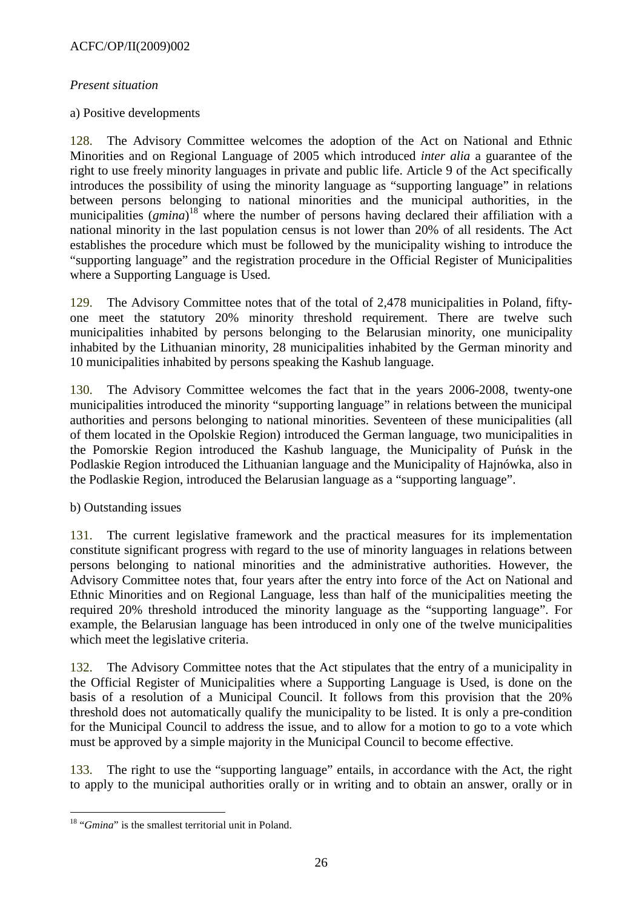*Present situation*

a) Positive developments

128. The Advisory Committee welcomes the adoption of the Act on National and Ethnic Minorities and on Regional Language of 2005 which introduced *inter alia* a guarantee of the right to use freely minority languages in private and public life. Article 9 of the Act specifically introduces the possibility of using the minority language as "supporting language" in relations between persons belonging to national minorities and the municipal authorities, in the municipalities (*gmina*)[18] where the number of persons having declared their affiliation with a national minority in the last population census is not lower than 20% of all residents. The Act establishes the procedure which must be followed by the municipality wishing to introduce the "supporting language" and the registration procedure in the Official Register of Municipalities where a Supporting Language is Used.

129. The Advisory Committee notes that of the total of 2,478 municipalities in Poland, fifty-one meet the statutory 20% minority threshold requirement. There are twelve such municipalities inhabited by persons belonging to the Belarusian minority, one municipality inhabited by the Lithuanian minority, 28 municipalities inhabited by the German minority and 10 municipalities inhabited by persons speaking the Kashub language.

130. The Advisory Committee welcomes the fact that in the years 2006-2008, twenty-one municipalities introduced the minority "supporting language" in relations between the municipal authorities and persons belonging to national minorities. Seventeen of these municipalities (all of them located in the Opolskie Region) introduced the German language, two municipalities in the Pomorskie Region introduced the Kashub language, the Municipality of Puńsk in the Podlaskie Region introduced the Lithuanian language and the Municipality of Hajnówka, also in the Podlaskie Region, introduced the Belarusian language as a "supporting language".

b) Outstanding issues

131. The current legislative framework and the practical measures for its implementation constitute significant progress with regard to the use of minority languages in relations between persons belonging to national minorities and the administrative authorities. However, the Advisory Committee notes that, four years after the entry into force of the Act on National and Ethnic Minorities and on Regional Language, less than half of the municipalities meeting the required 20% threshold introduced the minority language as the "supporting language". For example, the Belarusian language has been introduced in only one of the twelve municipalities which meet the legislative criteria.

132. The Advisory Committee notes that the Act stipulates that the entry of a municipality in the Official Register of Municipalities where a Supporting Language is Used, is done on the basis of a resolution of a Municipal Council. It follows from this provision that the 20% threshold does not automatically qualify the municipality to be listed. It is only a pre-condition for the Municipal Council to address the issue, and to allow for a motion to go to a vote which must be approved by a simple majority in the Municipal Council to become effective.

133. The right to use the "supporting language" entails, in accordance with the Act, the right to apply to the municipal authorities orally or in writing and to obtain an answer, orally or in

---

[18] "*Gmina*" is the smallest territorial unit in Poland.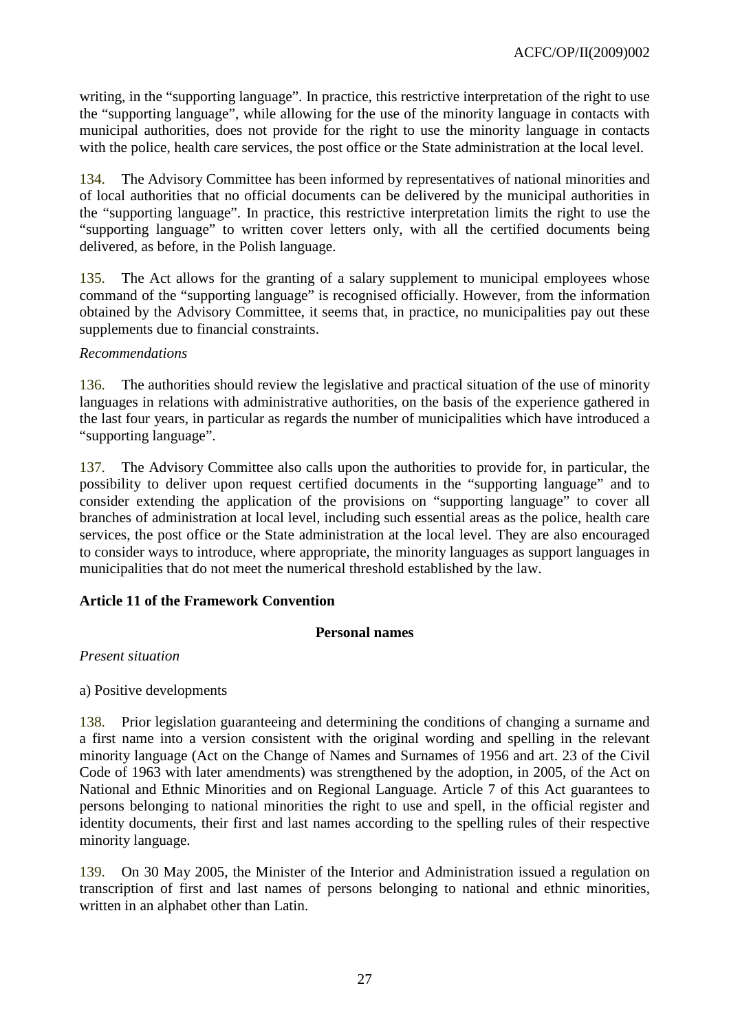writing, in the "supporting language". In practice, this restrictive interpretation of the right to use the "supporting language", while allowing for the use of the minority language in contacts with municipal authorities, does not provide for the right to use the minority language in contacts with the police, health care services, the post office or the State administration at the local level.

134. The Advisory Committee has been informed by representatives of national minorities and of local authorities that no official documents can be delivered by the municipal authorities in the "supporting language". In practice, this restrictive interpretation limits the right to use the "supporting language" to written cover letters only, with all the certified documents being delivered, as before, in the Polish language.

135. The Act allows for the granting of a salary supplement to municipal employees whose command of the "supporting language" is recognised officially. However, from the information obtained by the Advisory Committee, it seems that, in practice, no municipalities pay out these supplements due to financial constraints.

*Recommendations*

136. The authorities should review the legislative and practical situation of the use of minority languages in relations with administrative authorities, on the basis of the experience gathered in the last four years, in particular as regards the number of municipalities which have introduced a "supporting language".

137. The Advisory Committee also calls upon the authorities to provide for, in particular, the possibility to deliver upon request certified documents in the "supporting language" and to consider extending the application of the provisions on "supporting language" to cover all branches of administration at local level, including such essential areas as the police, health care services, the post office or the State administration at the local level. They are also encouraged to consider ways to introduce, where appropriate, the minority languages as support languages in municipalities that do not meet the numerical threshold established by the law.

## Article 11 of the Framework Convention

### Personal names

*Present situation*

a) Positive developments

138. Prior legislation guaranteeing and determining the conditions of changing a surname and a first name into a version consistent with the original wording and spelling in the relevant minority language (Act on the Change of Names and Surnames of 1956 and art. 23 of the Civil Code of 1963 with later amendments) was strengthened by the adoption, in 2005, of the Act on National and Ethnic Minorities and on Regional Language. Article 7 of this Act guarantees to persons belonging to national minorities the right to use and spell, in the official register and identity documents, their first and last names according to the spelling rules of their respective minority language.

139. On 30 May 2005, the Minister of the Interior and Administration issued a regulation on transcription of first and last names of persons belonging to national and ethnic minorities, written in an alphabet other than Latin.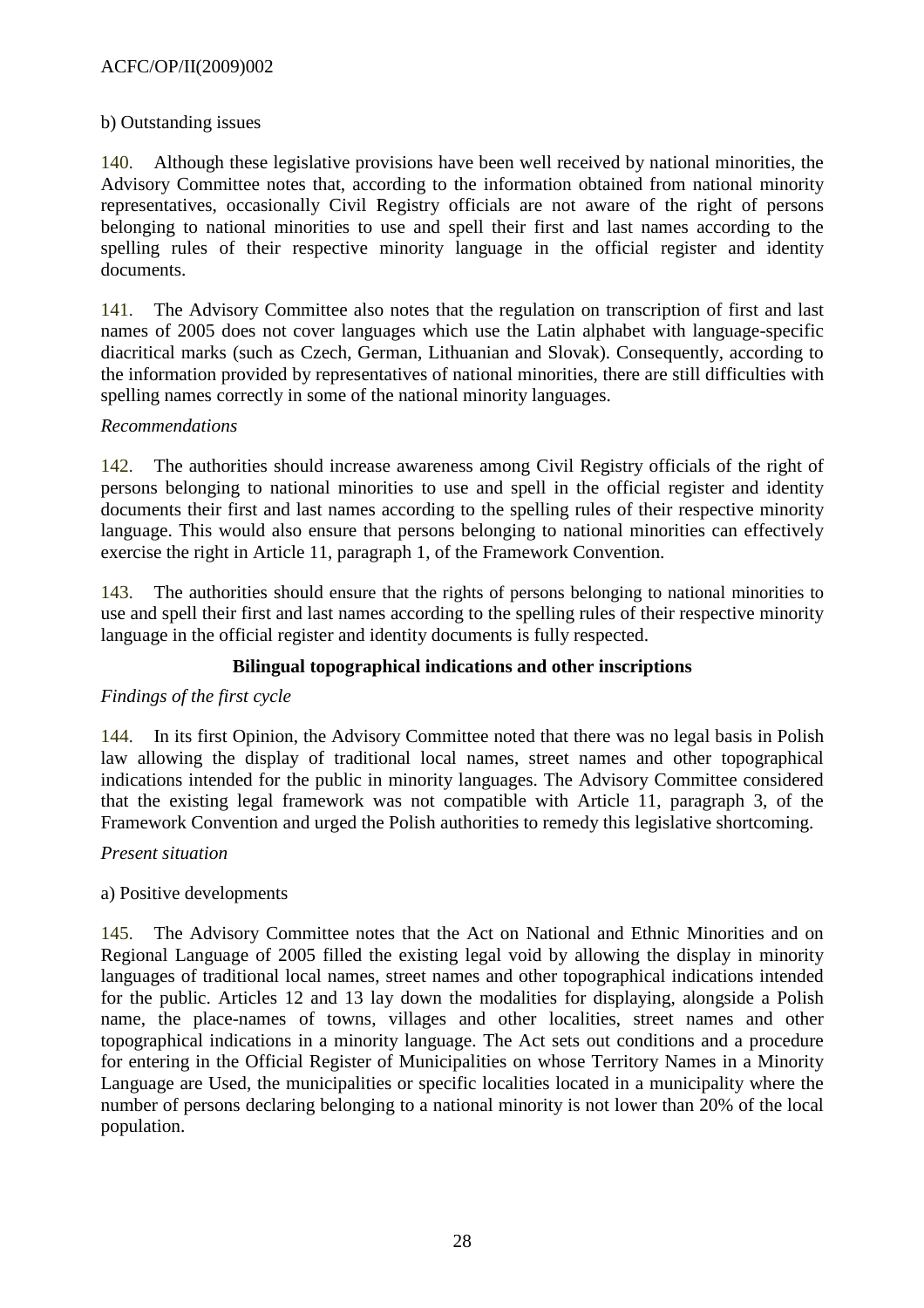b) Outstanding issues

140. Although these legislative provisions have been well received by national minorities, the Advisory Committee notes that, according to the information obtained from national minority representatives, occasionally Civil Registry officials are not aware of the right of persons belonging to national minorities to use and spell their first and last names according to the spelling rules of their respective minority language in the official register and identity documents.

141. The Advisory Committee also notes that the regulation on transcription of first and last names of 2005 does not cover languages which use the Latin alphabet with language-specific diacritical marks (such as Czech, German, Lithuanian and Slovak). Consequently, according to the information provided by representatives of national minorities, there are still difficulties with spelling names correctly in some of the national minority languages.

*Recommendations*

142. The authorities should increase awareness among Civil Registry officials of the right of persons belonging to national minorities to use and spell in the official register and identity documents their first and last names according to the spelling rules of their respective minority language. This would also ensure that persons belonging to national minorities can effectively exercise the right in Article 11, paragraph 1, of the Framework Convention.

143. The authorities should ensure that the rights of persons belonging to national minorities to use and spell their first and last names according to the spelling rules of their respective minority language in the official register and identity documents is fully respected.

**Bilingual topographical indications and other inscriptions**

*Findings of the first cycle*

144. In its first Opinion, the Advisory Committee noted that there was no legal basis in Polish law allowing the display of traditional local names, street names and other topographical indications intended for the public in minority languages. The Advisory Committee considered that the existing legal framework was not compatible with Article 11, paragraph 3, of the Framework Convention and urged the Polish authorities to remedy this legislative shortcoming.

*Present situation*

a) Positive developments

145. The Advisory Committee notes that the Act on National and Ethnic Minorities and on Regional Language of 2005 filled the existing legal void by allowing the display in minority languages of traditional local names, street names and other topographical indications intended for the public. Articles 12 and 13 lay down the modalities for displaying, alongside a Polish name, the place-names of towns, villages and other localities, street names and other topographical indications in a minority language. The Act sets out conditions and a procedure for entering in the Official Register of Municipalities on whose Territory Names in a Minority Language are Used, the municipalities or specific localities located in a municipality where the number of persons declaring belonging to a national minority is not lower than 20% of the local population.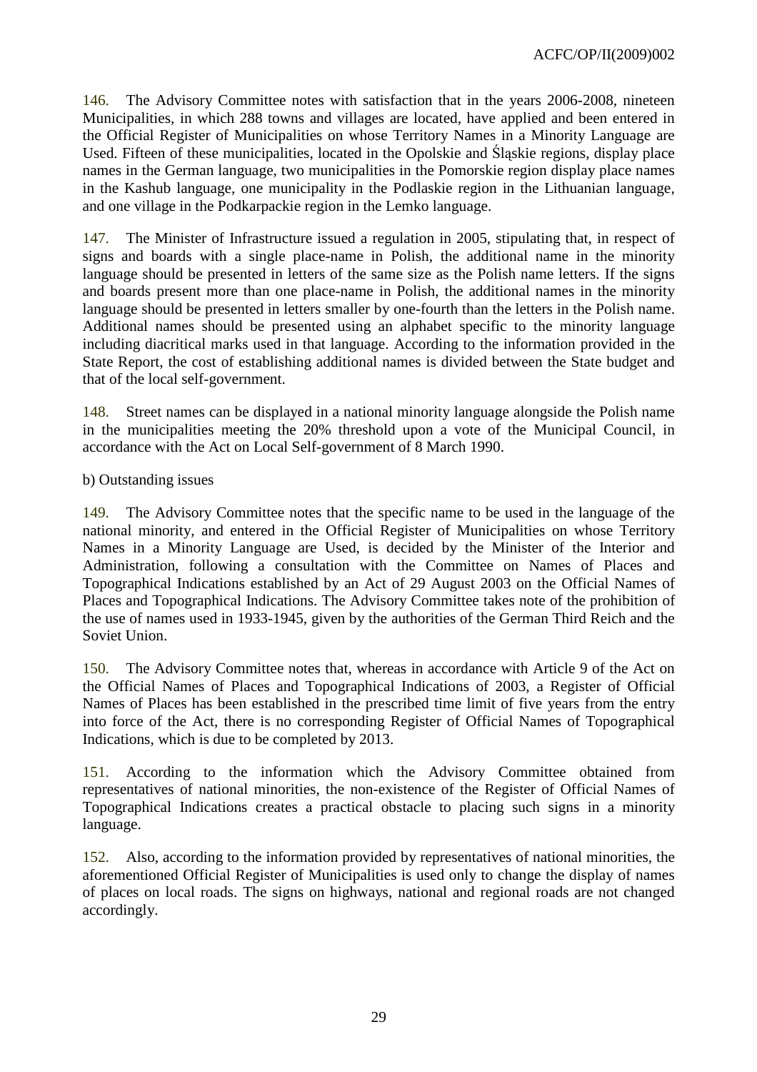146. The Advisory Committee notes with satisfaction that in the years 2006-2008, nineteen Municipalities, in which 288 towns and villages are located, have applied and been entered in the Official Register of Municipalities on whose Territory Names in a Minority Language are Used. Fifteen of these municipalities, located in the Opolskie and Śląskie regions, display place names in the German language, two municipalities in the Pomorskie region display place names in the Kashub language, one municipality in the Podlaskie region in the Lithuanian language, and one village in the Podkarpackie region in the Lemko language.

147. The Minister of Infrastructure issued a regulation in 2005, stipulating that, in respect of signs and boards with a single place-name in Polish, the additional name in the minority language should be presented in letters of the same size as the Polish name letters. If the signs and boards present more than one place-name in Polish, the additional names in the minority language should be presented in letters smaller by one-fourth than the letters in the Polish name. Additional names should be presented using an alphabet specific to the minority language including diacritical marks used in that language. According to the information provided in the State Report, the cost of establishing additional names is divided between the State budget and that of the local self-government.

148. Street names can be displayed in a national minority language alongside the Polish name in the municipalities meeting the 20% threshold upon a vote of the Municipal Council, in accordance with the Act on Local Self-government of 8 March 1990.

b) Outstanding issues

149. The Advisory Committee notes that the specific name to be used in the language of the national minority, and entered in the Official Register of Municipalities on whose Territory Names in a Minority Language are Used, is decided by the Minister of the Interior and Administration, following a consultation with the Committee on Names of Places and Topographical Indications established by an Act of 29 August 2003 on the Official Names of Places and Topographical Indications. The Advisory Committee takes note of the prohibition of the use of names used in 1933-1945, given by the authorities of the German Third Reich and the Soviet Union.

150. The Advisory Committee notes that, whereas in accordance with Article 9 of the Act on the Official Names of Places and Topographical Indications of 2003, a Register of Official Names of Places has been established in the prescribed time limit of five years from the entry into force of the Act, there is no corresponding Register of Official Names of Topographical Indications, which is due to be completed by 2013.

151. According to the information which the Advisory Committee obtained from representatives of national minorities, the non-existence of the Register of Official Names of Topographical Indications creates a practical obstacle to placing such signs in a minority language.

152. Also, according to the information provided by representatives of national minorities, the aforementioned Official Register of Municipalities is used only to change the display of names of places on local roads. The signs on highways, national and regional roads are not changed accordingly.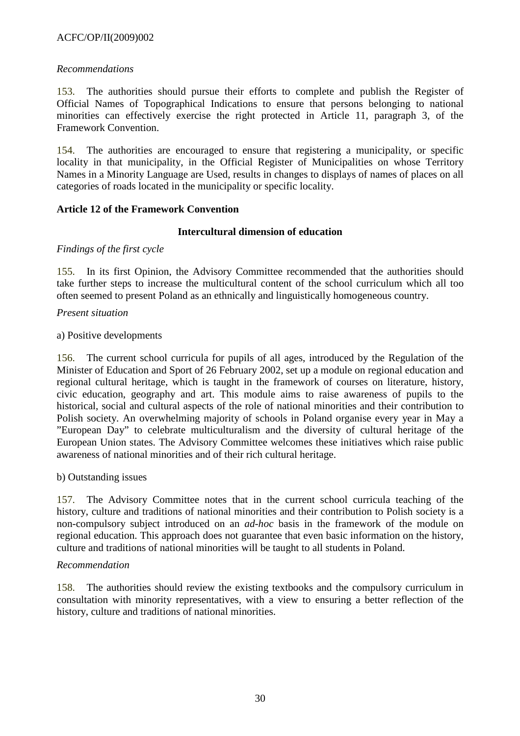*Recommendations*

153. The authorities should pursue their efforts to complete and publish the Register of Official Names of Topographical Indications to ensure that persons belonging to national minorities can effectively exercise the right protected in Article 11, paragraph 3, of the Framework Convention.

154. The authorities are encouraged to ensure that registering a municipality, or specific locality in that municipality, in the Official Register of Municipalities on whose Territory Names in a Minority Language are Used, results in changes to displays of names of places on all categories of roads located in the municipality or specific locality.

## Article 12 of the Framework Convention

### Intercultural dimension of education

*Findings of the first cycle*

155. In its first Opinion, the Advisory Committee recommended that the authorities should take further steps to increase the multicultural content of the school curriculum which all too often seemed to present Poland as an ethnically and linguistically homogeneous country.

*Present situation*

a) Positive developments

156. The current school curricula for pupils of all ages, introduced by the Regulation of the Minister of Education and Sport of 26 February 2002, set up a module on regional education and regional cultural heritage, which is taught in the framework of courses on literature, history, civic education, geography and art. This module aims to raise awareness of pupils to the historical, social and cultural aspects of the role of national minorities and their contribution to Polish society. An overwhelming majority of schools in Poland organise every year in May a "European Day" to celebrate multiculturalism and the diversity of cultural heritage of the European Union states. The Advisory Committee welcomes these initiatives which raise public awareness of national minorities and of their rich cultural heritage.

b) Outstanding issues

157. The Advisory Committee notes that in the current school curricula teaching of the history, culture and traditions of national minorities and their contribution to Polish society is a non-compulsory subject introduced on an *ad-hoc* basis in the framework of the module on regional education. This approach does not guarantee that even basic information on the history, culture and traditions of national minorities will be taught to all students in Poland.

*Recommendation*

158. The authorities should review the existing textbooks and the compulsory curriculum in consultation with minority representatives, with a view to ensuring a better reflection of the history, culture and traditions of national minorities.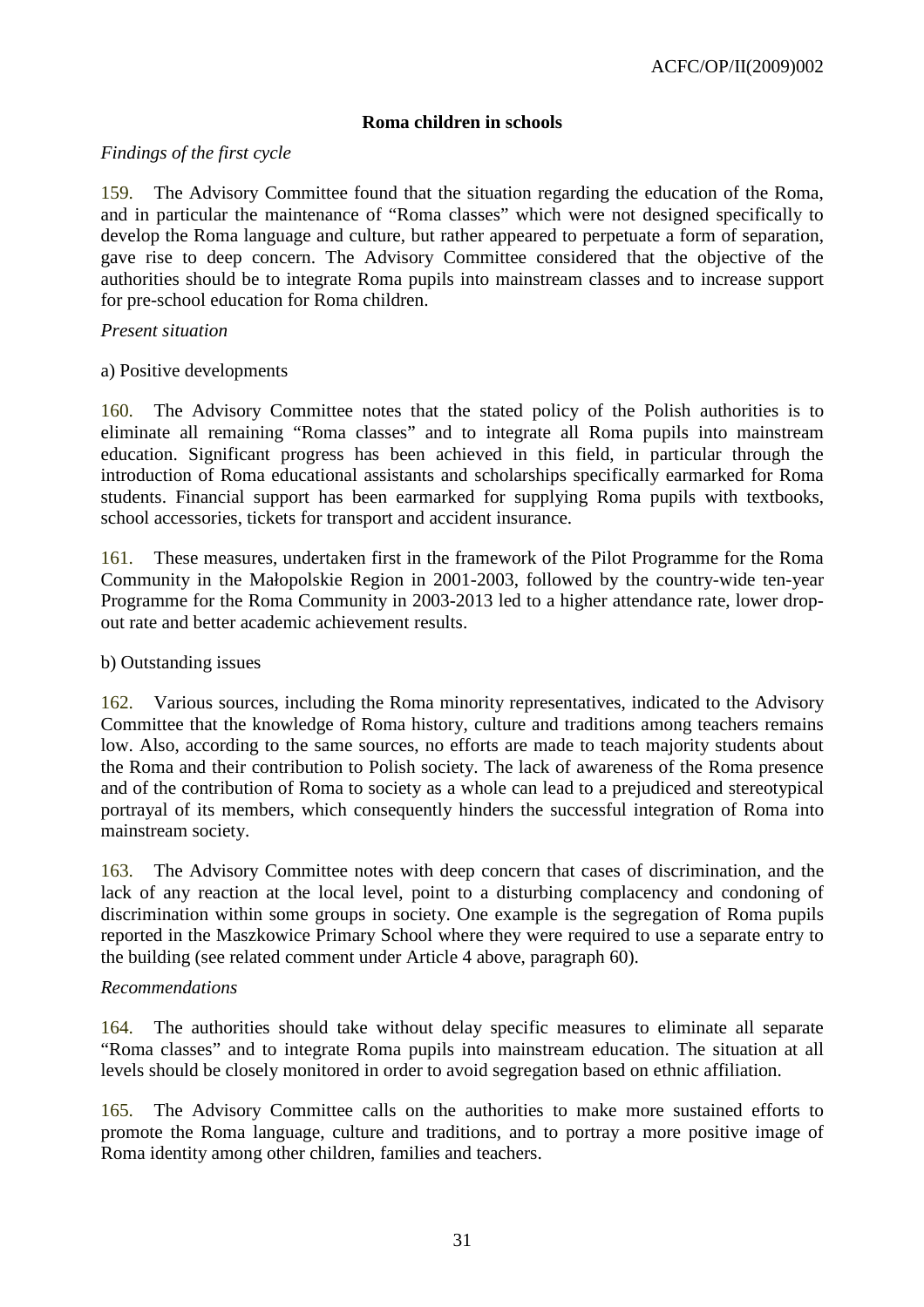### Roma children in schools

*Findings of the first cycle*

159. The Advisory Committee found that the situation regarding the education of the Roma, and in particular the maintenance of "Roma classes" which were not designed specifically to develop the Roma language and culture, but rather appeared to perpetuate a form of separation, gave rise to deep concern. The Advisory Committee considered that the objective of the authorities should be to integrate Roma pupils into mainstream classes and to increase support for pre-school education for Roma children.

*Present situation*

a) Positive developments

160. The Advisory Committee notes that the stated policy of the Polish authorities is to eliminate all remaining "Roma classes" and to integrate all Roma pupils into mainstream education. Significant progress has been achieved in this field, in particular through the introduction of Roma educational assistants and scholarships specifically earmarked for Roma students. Financial support has been earmarked for supplying Roma pupils with textbooks, school accessories, tickets for transport and accident insurance.

161. These measures, undertaken first in the framework of the Pilot Programme for the Roma Community in the Małopolskie Region in 2001-2003, followed by the country-wide ten-year Programme for the Roma Community in 2003-2013 led to a higher attendance rate, lower drop-out rate and better academic achievement results.

b) Outstanding issues

162. Various sources, including the Roma minority representatives, indicated to the Advisory Committee that the knowledge of Roma history, culture and traditions among teachers remains low. Also, according to the same sources, no efforts are made to teach majority students about the Roma and their contribution to Polish society. The lack of awareness of the Roma presence and of the contribution of Roma to society as a whole can lead to a prejudiced and stereotypical portrayal of its members, which consequently hinders the successful integration of Roma into mainstream society.

163. The Advisory Committee notes with deep concern that cases of discrimination, and the lack of any reaction at the local level, point to a disturbing complacency and condoning of discrimination within some groups in society. One example is the segregation of Roma pupils reported in the Maszkowice Primary School where they were required to use a separate entry to the building (see related comment under Article 4 above, paragraph 60).

*Recommendations*

164. The authorities should take without delay specific measures to eliminate all separate "Roma classes" and to integrate Roma pupils into mainstream education. The situation at all levels should be closely monitored in order to avoid segregation based on ethnic affiliation.

165. The Advisory Committee calls on the authorities to make more sustained efforts to promote the Roma language, culture and traditions, and to portray a more positive image of Roma identity among other children, families and teachers.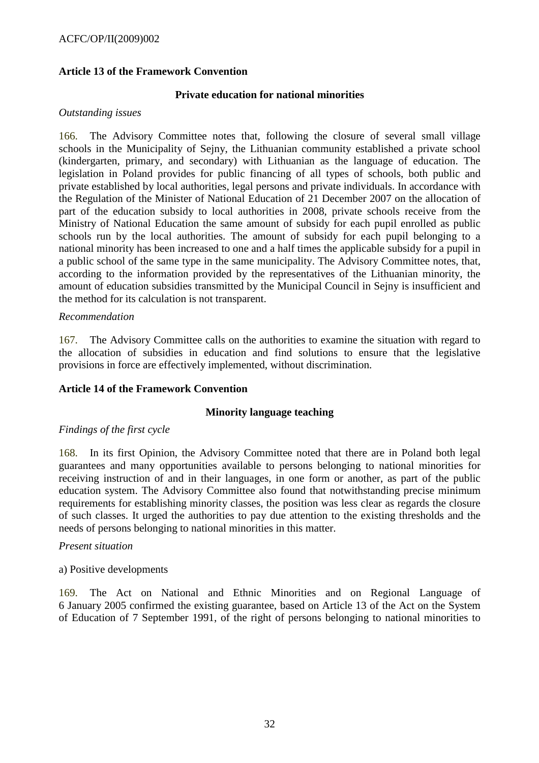### Article 13 of the Framework Convention

#### Private education for national minorities

*Outstanding issues*

166. The Advisory Committee notes that, following the closure of several small village schools in the Municipality of Sejny, the Lithuanian community established a private school (kindergarten, primary, and secondary) with Lithuanian as the language of education. The legislation in Poland provides for public financing of all types of schools, both public and private established by local authorities, legal persons and private individuals. In accordance with the Regulation of the Minister of National Education of 21 December 2007 on the allocation of part of the education subsidy to local authorities in 2008, private schools receive from the Ministry of National Education the same amount of subsidy for each pupil enrolled as public schools run by the local authorities. The amount of subsidy for each pupil belonging to a national minority has been increased to one and a half times the applicable subsidy for a pupil in a public school of the same type in the same municipality. The Advisory Committee notes, that, according to the information provided by the representatives of the Lithuanian minority, the amount of education subsidies transmitted by the Municipal Council in Sejny is insufficient and the method for its calculation is not transparent.

*Recommendation*

167. The Advisory Committee calls on the authorities to examine the situation with regard to the allocation of subsidies in education and find solutions to ensure that the legislative provisions in force are effectively implemented, without discrimination.

### Article 14 of the Framework Convention

#### Minority language teaching

*Findings of the first cycle*

168. In its first Opinion, the Advisory Committee noted that there are in Poland both legal guarantees and many opportunities available to persons belonging to national minorities for receiving instruction of and in their languages, in one form or another, as part of the public education system. The Advisory Committee also found that notwithstanding precise minimum requirements for establishing minority classes, the position was less clear as regards the closure of such classes. It urged the authorities to pay due attention to the existing thresholds and the needs of persons belonging to national minorities in this matter.

*Present situation*

a) Positive developments

169. The Act on National and Ethnic Minorities and on Regional Language of 6 January 2005 confirmed the existing guarantee, based on Article 13 of the Act on the System of Education of 7 September 1991, of the right of persons belonging to national minorities to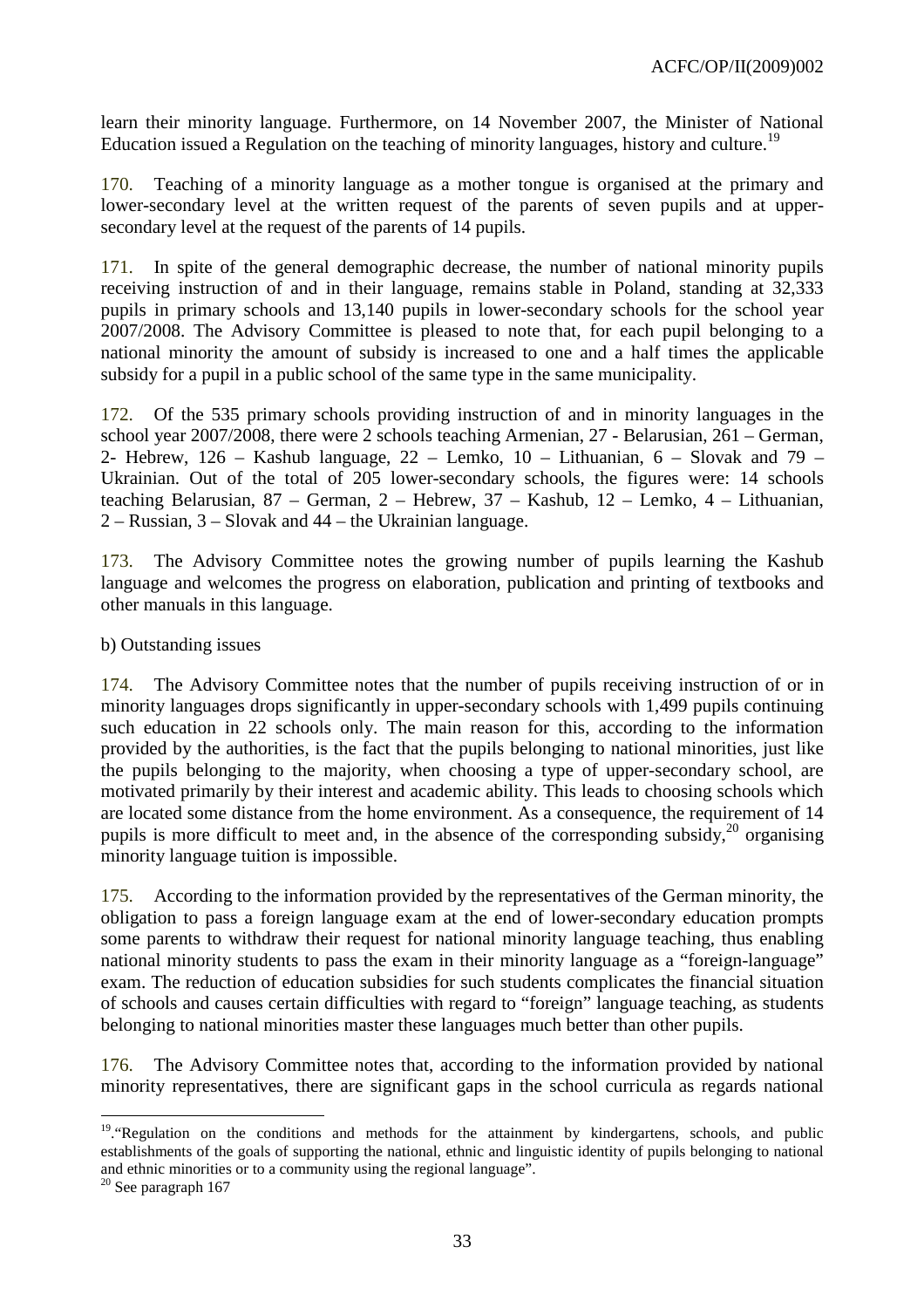learn their minority language. Furthermore, on 14 November 2007, the Minister of National Education issued a Regulation on the teaching of minority languages, history and culture.[19]

170. Teaching of a minority language as a mother tongue is organised at the primary and lower-secondary level at the written request of the parents of seven pupils and at upper-secondary level at the request of the parents of 14 pupils.

171. In spite of the general demographic decrease, the number of national minority pupils receiving instruction of and in their language, remains stable in Poland, standing at 32,333 pupils in primary schools and 13,140 pupils in lower-secondary schools for the school year 2007/2008. The Advisory Committee is pleased to note that, for each pupil belonging to a national minority the amount of subsidy is increased to one and a half times the applicable subsidy for a pupil in a public school of the same type in the same municipality.

172. Of the 535 primary schools providing instruction of and in minority languages in the school year 2007/2008, there were 2 schools teaching Armenian, 27 - Belarusian, 261 – German, 2- Hebrew, 126 – Kashub language, 22 – Lemko, 10 – Lithuanian, 6 – Slovak and 79 – Ukrainian. Out of the total of 205 lower-secondary schools, the figures were: 14 schools teaching Belarusian, 87 – German, 2 – Hebrew, 37 – Kashub, 12 – Lemko, 4 – Lithuanian, 2 – Russian, 3 – Slovak and 44 – the Ukrainian language.

173. The Advisory Committee notes the growing number of pupils learning the Kashub language and welcomes the progress on elaboration, publication and printing of textbooks and other manuals in this language.

b) Outstanding issues

174. The Advisory Committee notes that the number of pupils receiving instruction of or in minority languages drops significantly in upper-secondary schools with 1,499 pupils continuing such education in 22 schools only. The main reason for this, according to the information provided by the authorities, is the fact that the pupils belonging to national minorities, just like the pupils belonging to the majority, when choosing a type of upper-secondary school, are motivated primarily by their interest and academic ability. This leads to choosing schools which are located some distance from the home environment. As a consequence, the requirement of 14 pupils is more difficult to meet and, in the absence of the corresponding subsidy,[20] organising minority language tuition is impossible.

175. According to the information provided by the representatives of the German minority, the obligation to pass a foreign language exam at the end of lower-secondary education prompts some parents to withdraw their request for national minority language teaching, thus enabling national minority students to pass the exam in their minority language as a "foreign-language" exam. The reduction of education subsidies for such students complicates the financial situation of schools and causes certain difficulties with regard to "foreign" language teaching, as students belonging to national minorities master these languages much better than other pupils.

176. The Advisory Committee notes that, according to the information provided by national minority representatives, there are significant gaps in the school curricula as regards national

---

[19] ."Regulation on the conditions and methods for the attainment by kindergartens, schools, and public establishments of the goals of supporting the national, ethnic and linguistic identity of pupils belonging to national and ethnic minorities or to a community using the regional language".

[20] See paragraph 167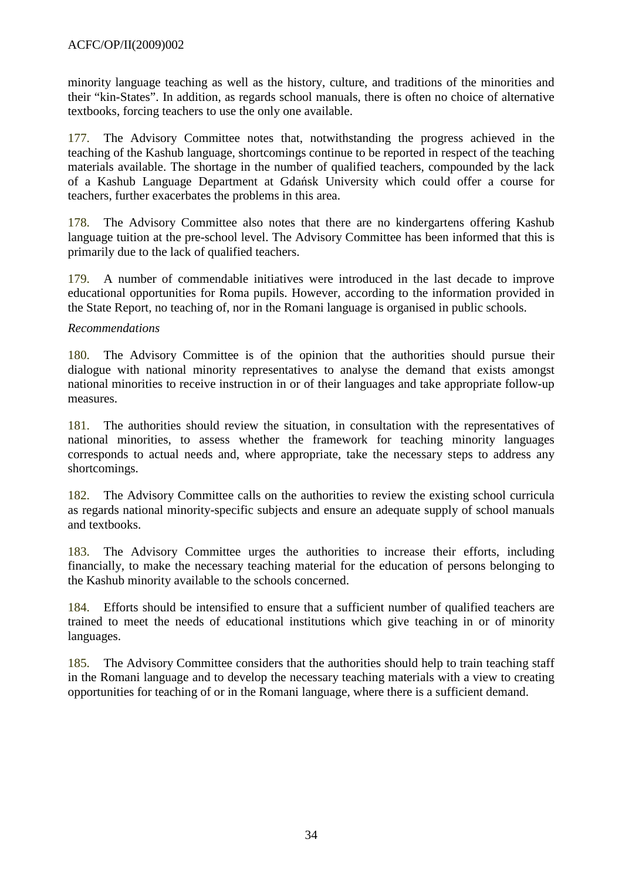minority language teaching as well as the history, culture, and traditions of the minorities and their “kin-States”. In addition, as regards school manuals, there is often no choice of alternative textbooks, forcing teachers to use the only one available.

177. The Advisory Committee notes that, notwithstanding the progress achieved in the teaching of the Kashub language, shortcomings continue to be reported in respect of the teaching materials available. The shortage in the number of qualified teachers, compounded by the lack of a Kashub Language Department at Gdańsk University which could offer a course for teachers, further exacerbates the problems in this area.

178. The Advisory Committee also notes that there are no kindergartens offering Kashub language tuition at the pre-school level. The Advisory Committee has been informed that this is primarily due to the lack of qualified teachers.

179. A number of commendable initiatives were introduced in the last decade to improve educational opportunities for Roma pupils. However, according to the information provided in the State Report, no teaching of, nor in the Romani language is organised in public schools.

*Recommendations*

180. The Advisory Committee is of the opinion that the authorities should pursue their dialogue with national minority representatives to analyse the demand that exists amongst national minorities to receive instruction in or of their languages and take appropriate follow-up measures.

181. The authorities should review the situation, in consultation with the representatives of national minorities, to assess whether the framework for teaching minority languages corresponds to actual needs and, where appropriate, take the necessary steps to address any shortcomings.

182. The Advisory Committee calls on the authorities to review the existing school curricula as regards national minority-specific subjects and ensure an adequate supply of school manuals and textbooks.

183. The Advisory Committee urges the authorities to increase their efforts, including financially, to make the necessary teaching material for the education of persons belonging to the Kashub minority available to the schools concerned.

184. Efforts should be intensified to ensure that a sufficient number of qualified teachers are trained to meet the needs of educational institutions which give teaching in or of minority languages.

185. The Advisory Committee considers that the authorities should help to train teaching staff in the Romani language and to develop the necessary teaching materials with a view to creating opportunities for teaching of or in the Romani language, where there is a sufficient demand.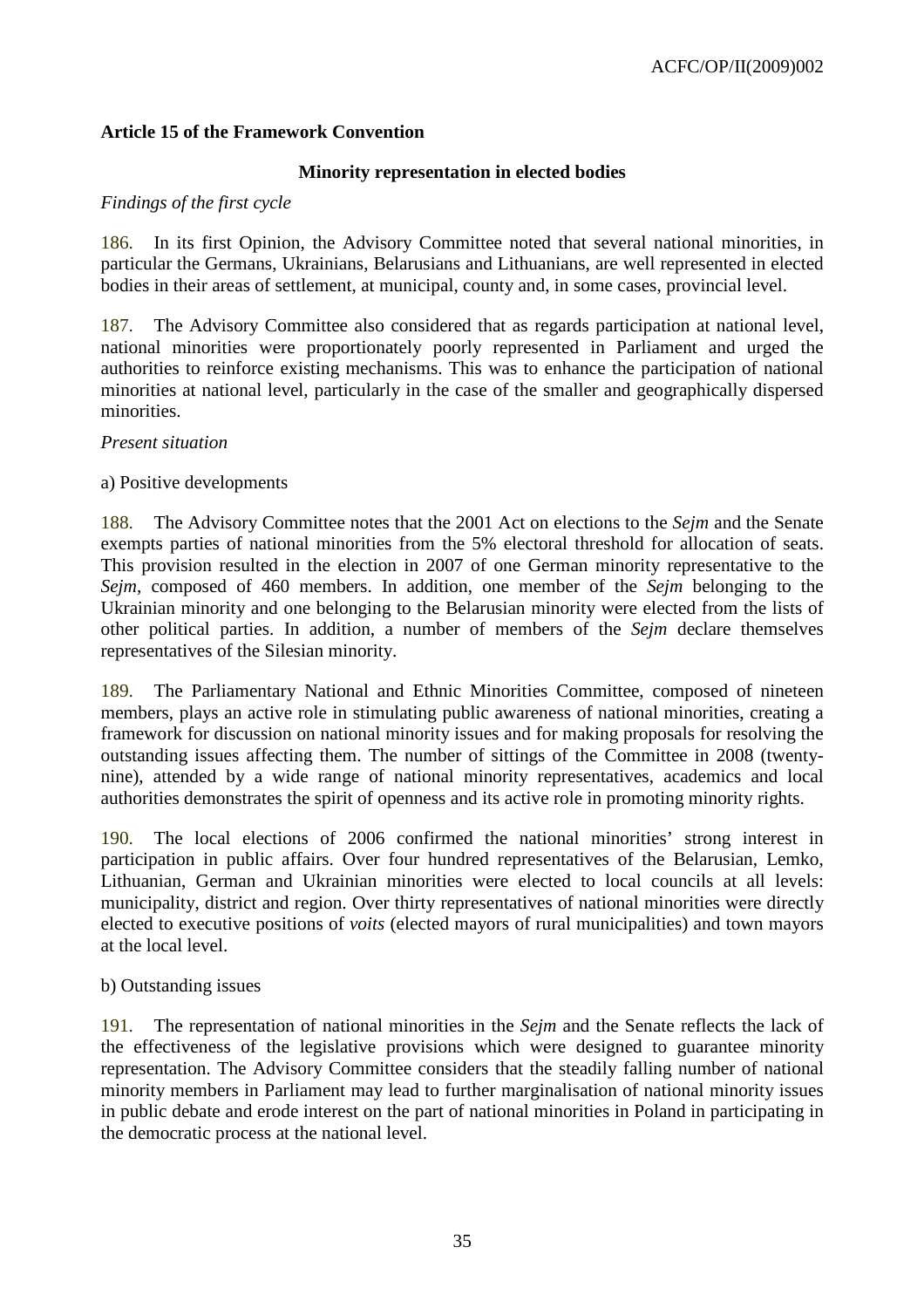### Article 15 of the Framework Convention

#### Minority representation in elected bodies

*Findings of the first cycle*

186. In its first Opinion, the Advisory Committee noted that several national minorities, in particular the Germans, Ukrainians, Belarusians and Lithuanians, are well represented in elected bodies in their areas of settlement, at municipal, county and, in some cases, provincial level.

187. The Advisory Committee also considered that as regards participation at national level, national minorities were proportionately poorly represented in Parliament and urged the authorities to reinforce existing mechanisms. This was to enhance the participation of national minorities at national level, particularly in the case of the smaller and geographically dispersed minorities.

*Present situation*

a) Positive developments

188. The Advisory Committee notes that the 2001 Act on elections to the *Sejm* and the Senate exempts parties of national minorities from the 5% electoral threshold for allocation of seats. This provision resulted in the election in 2007 of one German minority representative to the *Sejm*, composed of 460 members. In addition, one member of the *Sejm* belonging to the Ukrainian minority and one belonging to the Belarusian minority were elected from the lists of other political parties. In addition, a number of members of the *Sejm* declare themselves representatives of the Silesian minority.

189. The Parliamentary National and Ethnic Minorities Committee, composed of nineteen members, plays an active role in stimulating public awareness of national minorities, creating a framework for discussion on national minority issues and for making proposals for resolving the outstanding issues affecting them. The number of sittings of the Committee in 2008 (twenty-nine), attended by a wide range of national minority representatives, academics and local authorities demonstrates the spirit of openness and its active role in promoting minority rights.

190. The local elections of 2006 confirmed the national minorities' strong interest in participation in public affairs. Over four hundred representatives of the Belarusian, Lemko, Lithuanian, German and Ukrainian minorities were elected to local councils at all levels: municipality, district and region. Over thirty representatives of national minorities were directly elected to executive positions of *voits* (elected mayors of rural municipalities) and town mayors at the local level.

b) Outstanding issues

191. The representation of national minorities in the *Sejm* and the Senate reflects the lack of the effectiveness of the legislative provisions which were designed to guarantee minority representation. The Advisory Committee considers that the steadily falling number of national minority members in Parliament may lead to further marginalisation of national minority issues in public debate and erode interest on the part of national minorities in Poland in participating in the democratic process at the national level.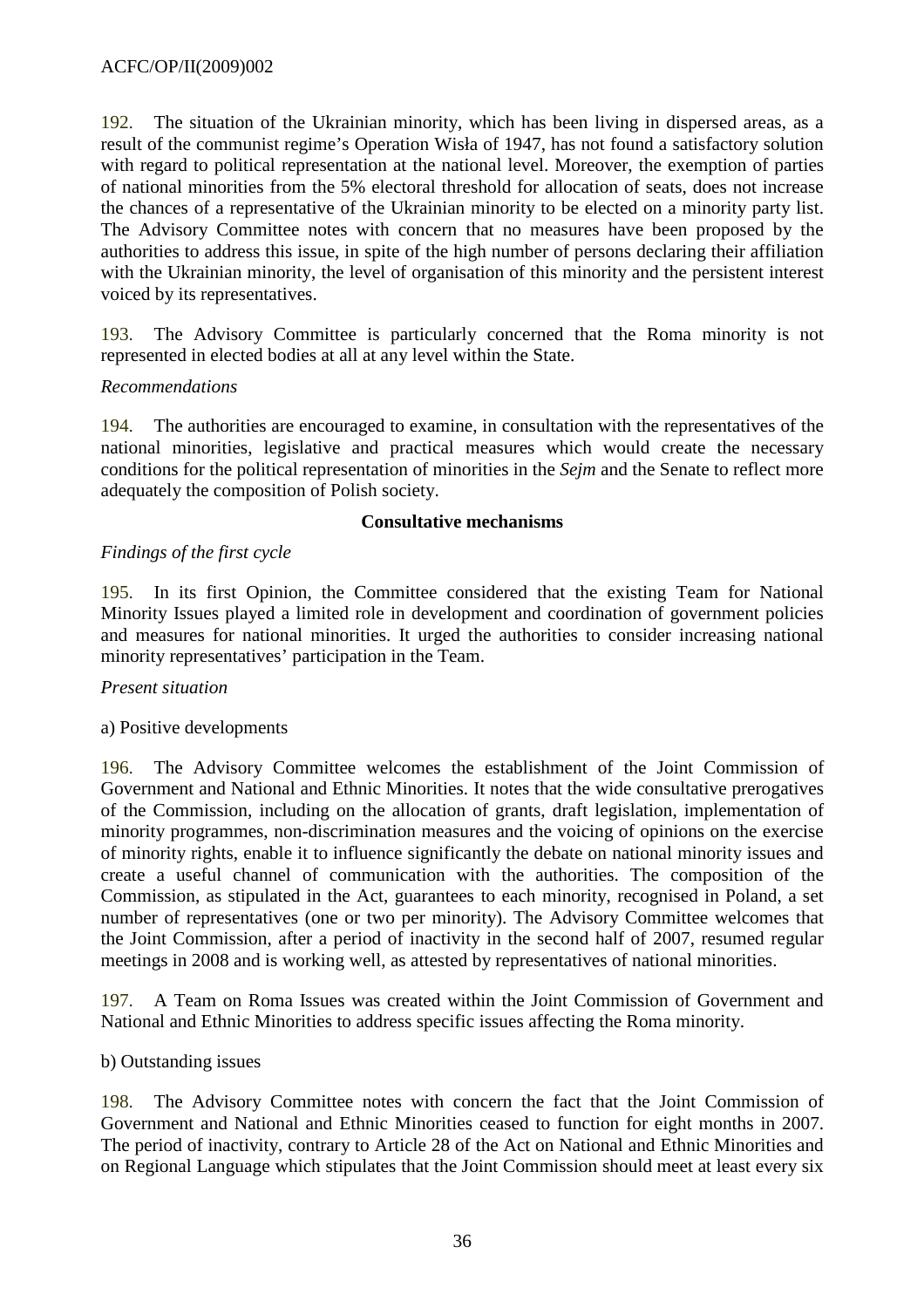192. The situation of the Ukrainian minority, which has been living in dispersed areas, as a result of the communist regime's Operation Wisła of 1947, has not found a satisfactory solution with regard to political representation at the national level. Moreover, the exemption of parties of national minorities from the 5% electoral threshold for allocation of seats, does not increase the chances of a representative of the Ukrainian minority to be elected on a minority party list. The Advisory Committee notes with concern that no measures have been proposed by the authorities to address this issue, in spite of the high number of persons declaring their affiliation with the Ukrainian minority, the level of organisation of this minority and the persistent interest voiced by its representatives.

193. The Advisory Committee is particularly concerned that the Roma minority is not represented in elected bodies at all at any level within the State.

*Recommendations*

194. The authorities are encouraged to examine, in consultation with the representatives of the national minorities, legislative and practical measures which would create the necessary conditions for the political representation of minorities in the *Sejm* and the Senate to reflect more adequately the composition of Polish society.

**Consultative mechanisms**

*Findings of the first cycle*

195. In its first Opinion, the Committee considered that the existing Team for National Minority Issues played a limited role in development and coordination of government policies and measures for national minorities. It urged the authorities to consider increasing national minority representatives' participation in the Team.

*Present situation*

a) Positive developments

196. The Advisory Committee welcomes the establishment of the Joint Commission of Government and National and Ethnic Minorities. It notes that the wide consultative prerogatives of the Commission, including on the allocation of grants, draft legislation, implementation of minority programmes, non-discrimination measures and the voicing of opinions on the exercise of minority rights, enable it to influence significantly the debate on national minority issues and create a useful channel of communication with the authorities. The composition of the Commission, as stipulated in the Act, guarantees to each minority, recognised in Poland, a set number of representatives (one or two per minority). The Advisory Committee welcomes that the Joint Commission, after a period of inactivity in the second half of 2007, resumed regular meetings in 2008 and is working well, as attested by representatives of national minorities.

197. A Team on Roma Issues was created within the Joint Commission of Government and National and Ethnic Minorities to address specific issues affecting the Roma minority.

b) Outstanding issues

198. The Advisory Committee notes with concern the fact that the Joint Commission of Government and National and Ethnic Minorities ceased to function for eight months in 2007. The period of inactivity, contrary to Article 28 of the Act on National and Ethnic Minorities and on Regional Language which stipulates that the Joint Commission should meet at least every six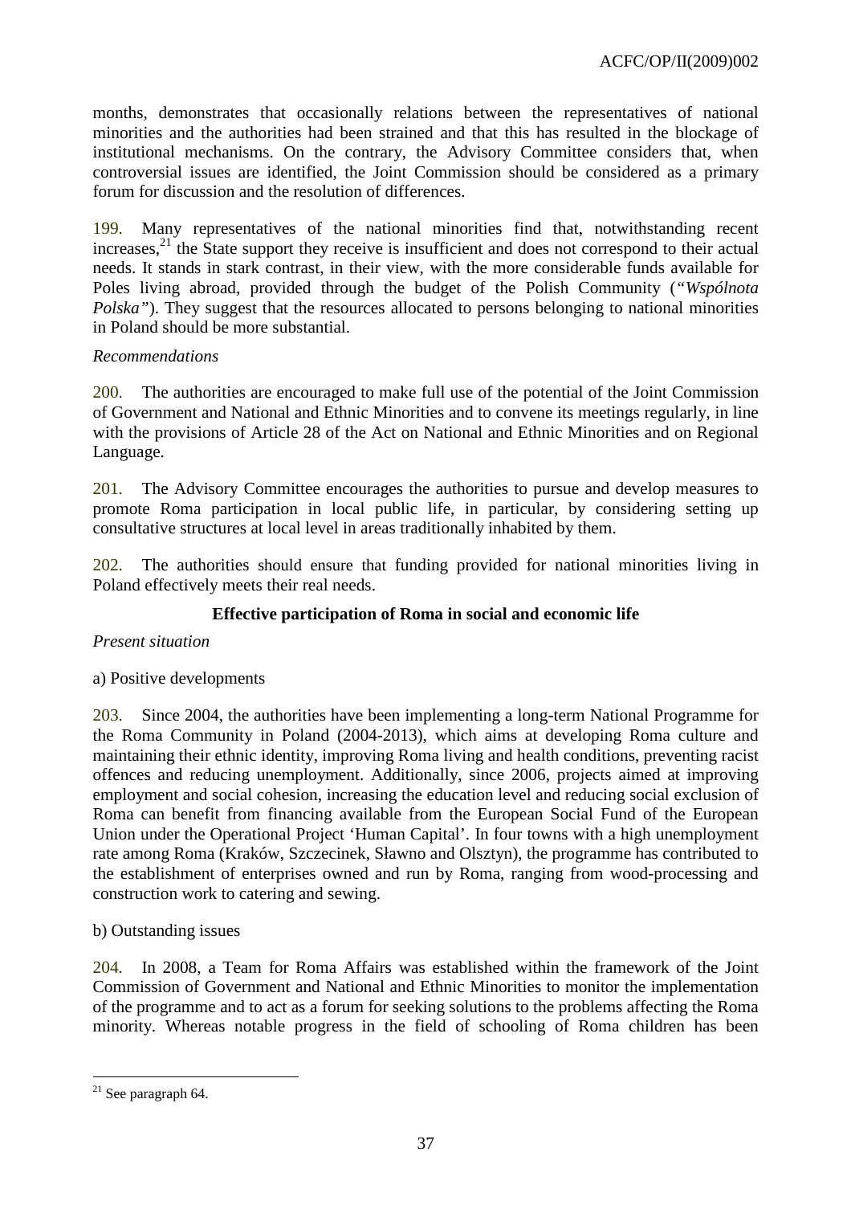months, demonstrates that occasionally relations between the representatives of national minorities and the authorities had been strained and that this has resulted in the blockage of institutional mechanisms. On the contrary, the Advisory Committee considers that, when controversial issues are identified, the Joint Commission should be considered as a primary forum for discussion and the resolution of differences.

199. Many representatives of the national minorities find that, notwithstanding recent increases,[21] the State support they receive is insufficient and does not correspond to their actual needs. It stands in stark contrast, in their view, with the more considerable funds available for Poles living abroad, provided through the budget of the Polish Community (*"Wspólnota Polska"*). They suggest that the resources allocated to persons belonging to national minorities in Poland should be more substantial.

*Recommendations*

200. The authorities are encouraged to make full use of the potential of the Joint Commission of Government and National and Ethnic Minorities and to convene its meetings regularly, in line with the provisions of Article 28 of the Act on National and Ethnic Minorities and on Regional Language.

201. The Advisory Committee encourages the authorities to pursue and develop measures to promote Roma participation in local public life, in particular, by considering setting up consultative structures at local level in areas traditionally inhabited by them.

202. The authorities should ensure that funding provided for national minorities living in Poland effectively meets their real needs.

**Effective participation of Roma in social and economic life**

*Present situation*

a) Positive developments

203. Since 2004, the authorities have been implementing a long-term National Programme for the Roma Community in Poland (2004-2013), which aims at developing Roma culture and maintaining their ethnic identity, improving Roma living and health conditions, preventing racist offences and reducing unemployment. Additionally, since 2006, projects aimed at improving employment and social cohesion, increasing the education level and reducing social exclusion of Roma can benefit from financing available from the European Social Fund of the European Union under the Operational Project 'Human Capital'. In four towns with a high unemployment rate among Roma (Kraków, Szczecinek, Sławno and Olsztyn), the programme has contributed to the establishment of enterprises owned and run by Roma, ranging from wood-processing and construction work to catering and sewing.

b) Outstanding issues

204. In 2008, a Team for Roma Affairs was established within the framework of the Joint Commission of Government and National and Ethnic Minorities to monitor the implementation of the programme and to act as a forum for seeking solutions to the problems affecting the Roma minority. Whereas notable progress in the field of schooling of Roma children has been

---

[21] See paragraph 64.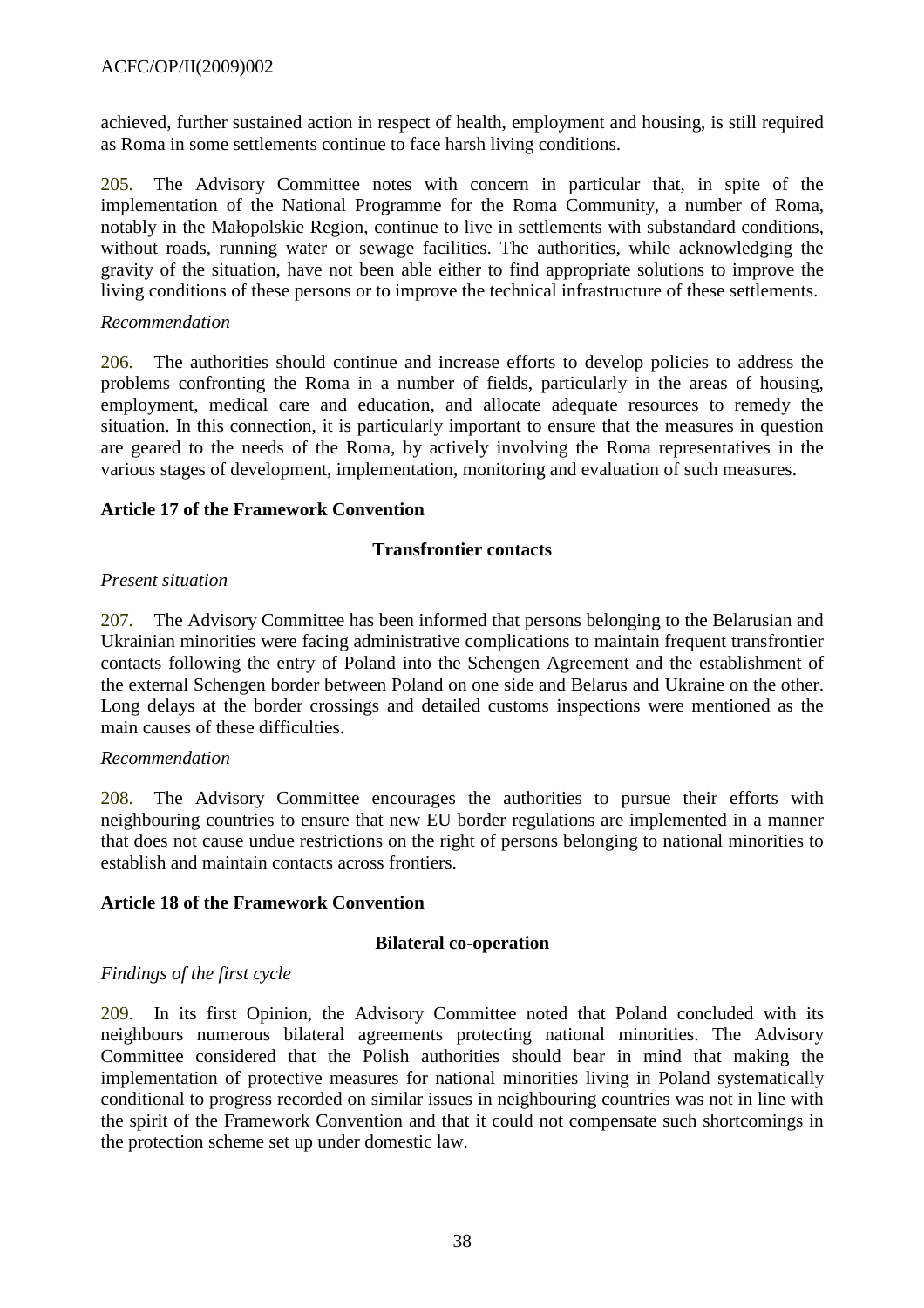achieved, further sustained action in respect of health, employment and housing, is still required as Roma in some settlements continue to face harsh living conditions.

205. The Advisory Committee notes with concern in particular that, in spite of the implementation of the National Programme for the Roma Community, a number of Roma, notably in the Małopolskie Region, continue to live in settlements with substandard conditions, without roads, running water or sewage facilities. The authorities, while acknowledging the gravity of the situation, have not been able either to find appropriate solutions to improve the living conditions of these persons or to improve the technical infrastructure of these settlements.

*Recommendation*

206. The authorities should continue and increase efforts to develop policies to address the problems confronting the Roma in a number of fields, particularly in the areas of housing, employment, medical care and education, and allocate adequate resources to remedy the situation. In this connection, it is particularly important to ensure that the measures in question are geared to the needs of the Roma, by actively involving the Roma representatives in the various stages of development, implementation, monitoring and evaluation of such measures.

**Article 17 of the Framework Convention**

**Transfrontier contacts**

*Present situation*

207. The Advisory Committee has been informed that persons belonging to the Belarusian and Ukrainian minorities were facing administrative complications to maintain frequent transfrontier contacts following the entry of Poland into the Schengen Agreement and the establishment of the external Schengen border between Poland on one side and Belarus and Ukraine on the other. Long delays at the border crossings and detailed customs inspections were mentioned as the main causes of these difficulties.

*Recommendation*

208. The Advisory Committee encourages the authorities to pursue their efforts with neighbouring countries to ensure that new EU border regulations are implemented in a manner that does not cause undue restrictions on the right of persons belonging to national minorities to establish and maintain contacts across frontiers.

**Article 18 of the Framework Convention**

**Bilateral co-operation**

*Findings of the first cycle*

209. In its first Opinion, the Advisory Committee noted that Poland concluded with its neighbours numerous bilateral agreements protecting national minorities. The Advisory Committee considered that the Polish authorities should bear in mind that making the implementation of protective measures for national minorities living in Poland systematically conditional to progress recorded on similar issues in neighbouring countries was not in line with the spirit of the Framework Convention and that it could not compensate such shortcomings in the protection scheme set up under domestic law.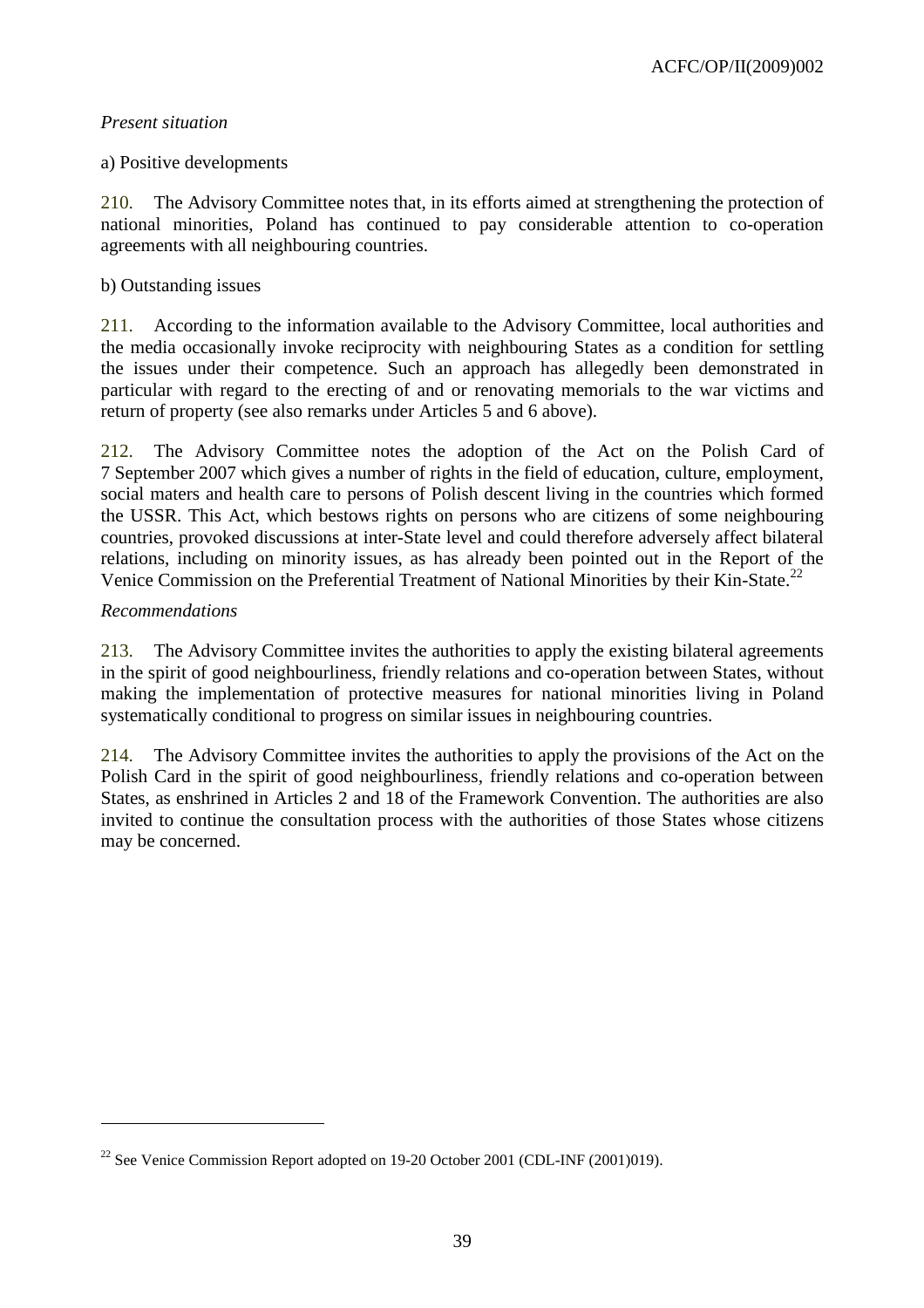*Present situation*

a) Positive developments

210. The Advisory Committee notes that, in its efforts aimed at strengthening the protection of national minorities, Poland has continued to pay considerable attention to co-operation agreements with all neighbouring countries.

b) Outstanding issues

211. According to the information available to the Advisory Committee, local authorities and the media occasionally invoke reciprocity with neighbouring States as a condition for settling the issues under their competence. Such an approach has allegedly been demonstrated in particular with regard to the erecting of and or renovating memorials to the war victims and return of property (see also remarks under Articles 5 and 6 above).

212. The Advisory Committee notes the adoption of the Act on the Polish Card of 7 September 2007 which gives a number of rights in the field of education, culture, employment, social maters and health care to persons of Polish descent living in the countries which formed the USSR. This Act, which bestows rights on persons who are citizens of some neighbouring countries, provoked discussions at inter-State level and could therefore adversely affect bilateral relations, including on minority issues, as has already been pointed out in the Report of the Venice Commission on the Preferential Treatment of National Minorities by their Kin-State.[22]

*Recommendations*

213. The Advisory Committee invites the authorities to apply the existing bilateral agreements in the spirit of good neighbourliness, friendly relations and co-operation between States, without making the implementation of protective measures for national minorities living in Poland systematically conditional to progress on similar issues in neighbouring countries.

214. The Advisory Committee invites the authorities to apply the provisions of the Act on the Polish Card in the spirit of good neighbourliness, friendly relations and co-operation between States, as enshrined in Articles 2 and 18 of the Framework Convention. The authorities are also invited to continue the consultation process with the authorities of those States whose citizens may be concerned.

---

[22] See Venice Commission Report adopted on 19-20 October 2001 (CDL-INF (2001)019).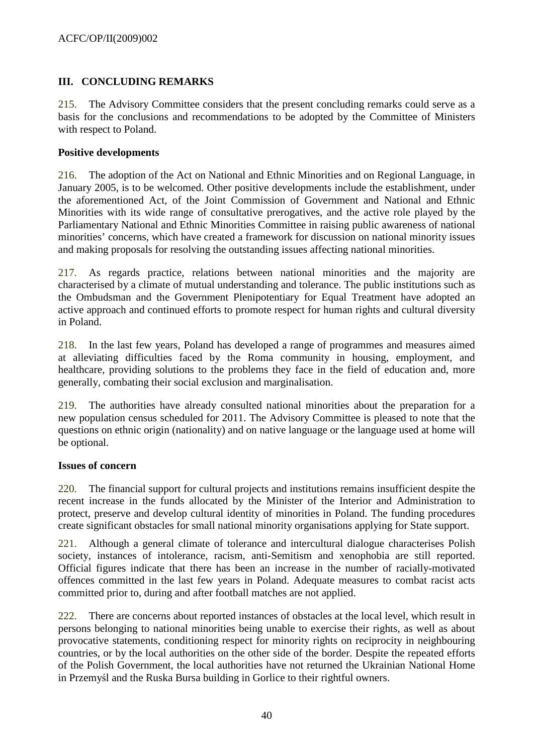## III. CONCLUDING REMARKS

215. The Advisory Committee considers that the present concluding remarks could serve as a basis for the conclusions and recommendations to be adopted by the Committee of Ministers with respect to Poland.

**Positive developments**

216. The adoption of the Act on National and Ethnic Minorities and on Regional Language, in January 2005, is to be welcomed. Other positive developments include the establishment, under the aforementioned Act, of the Joint Commission of Government and National and Ethnic Minorities with its wide range of consultative prerogatives, and the active role played by the Parliamentary National and Ethnic Minorities Committee in raising public awareness of national minorities' concerns, which have created a framework for discussion on national minority issues and making proposals for resolving the outstanding issues affecting national minorities.

217. As regards practice, relations between national minorities and the majority are characterised by a climate of mutual understanding and tolerance. The public institutions such as the Ombudsman and the Government Plenipotentiary for Equal Treatment have adopted an active approach and continued efforts to promote respect for human rights and cultural diversity in Poland.

218. In the last few years, Poland has developed a range of programmes and measures aimed at alleviating difficulties faced by the Roma community in housing, employment, and healthcare, providing solutions to the problems they face in the field of education and, more generally, combating their social exclusion and marginalisation.

219. The authorities have already consulted national minorities about the preparation for a new population census scheduled for 2011. The Advisory Committee is pleased to note that the questions on ethnic origin (nationality) and on native language or the language used at home will be optional.

**Issues of concern**

220. The financial support for cultural projects and institutions remains insufficient despite the recent increase in the funds allocated by the Minister of the Interior and Administration to protect, preserve and develop cultural identity of minorities in Poland. The funding procedures create significant obstacles for small national minority organisations applying for State support.

221. Although a general climate of tolerance and intercultural dialogue characterises Polish society, instances of intolerance, racism, anti-Semitism and xenophobia are still reported. Official figures indicate that there has been an increase in the number of racially-motivated offences committed in the last few years in Poland. Adequate measures to combat racist acts committed prior to, during and after football matches are not applied.

222. There are concerns about reported instances of obstacles at the local level, which result in persons belonging to national minorities being unable to exercise their rights, as well as about provocative statements, conditioning respect for minority rights on reciprocity in neighbouring countries, or by the local authorities on the other side of the border. Despite the repeated efforts of the Polish Government, the local authorities have not returned the Ukrainian National Home in Przemyśl and the Ruska Bursa building in Gorlice to their rightful owners.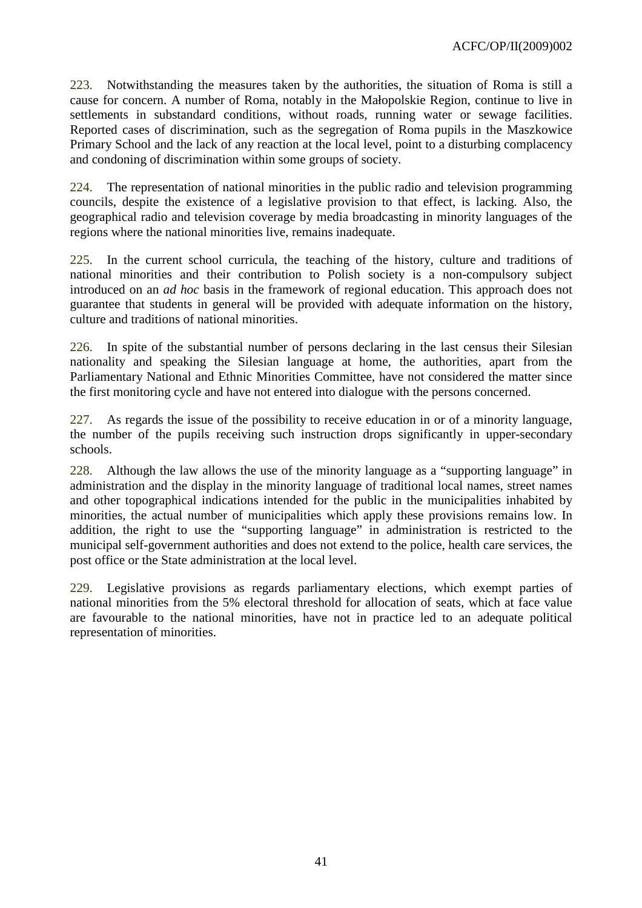223. Notwithstanding the measures taken by the authorities, the situation of Roma is still a cause for concern. A number of Roma, notably in the Małopolskie Region, continue to live in settlements in substandard conditions, without roads, running water or sewage facilities. Reported cases of discrimination, such as the segregation of Roma pupils in the Maszkowice Primary School and the lack of any reaction at the local level, point to a disturbing complacency and condoning of discrimination within some groups of society.

224. The representation of national minorities in the public radio and television programming councils, despite the existence of a legislative provision to that effect, is lacking. Also, the geographical radio and television coverage by media broadcasting in minority languages of the regions where the national minorities live, remains inadequate.

225. In the current school curricula, the teaching of the history, culture and traditions of national minorities and their contribution to Polish society is a non-compulsory subject introduced on an *ad hoc* basis in the framework of regional education. This approach does not guarantee that students in general will be provided with adequate information on the history, culture and traditions of national minorities.

226. In spite of the substantial number of persons declaring in the last census their Silesian nationality and speaking the Silesian language at home, the authorities, apart from the Parliamentary National and Ethnic Minorities Committee, have not considered the matter since the first monitoring cycle and have not entered into dialogue with the persons concerned.

227. As regards the issue of the possibility to receive education in or of a minority language, the number of the pupils receiving such instruction drops significantly in upper-secondary schools.

228. Although the law allows the use of the minority language as a "supporting language" in administration and the display in the minority language of traditional local names, street names and other topographical indications intended for the public in the municipalities inhabited by minorities, the actual number of municipalities which apply these provisions remains low. In addition, the right to use the "supporting language" in administration is restricted to the municipal self-government authorities and does not extend to the police, health care services, the post office or the State administration at the local level.

229. Legislative provisions as regards parliamentary elections, which exempt parties of national minorities from the 5% electoral threshold for allocation of seats, which at face value are favourable to the national minorities, have not in practice led to an adequate political representation of minorities.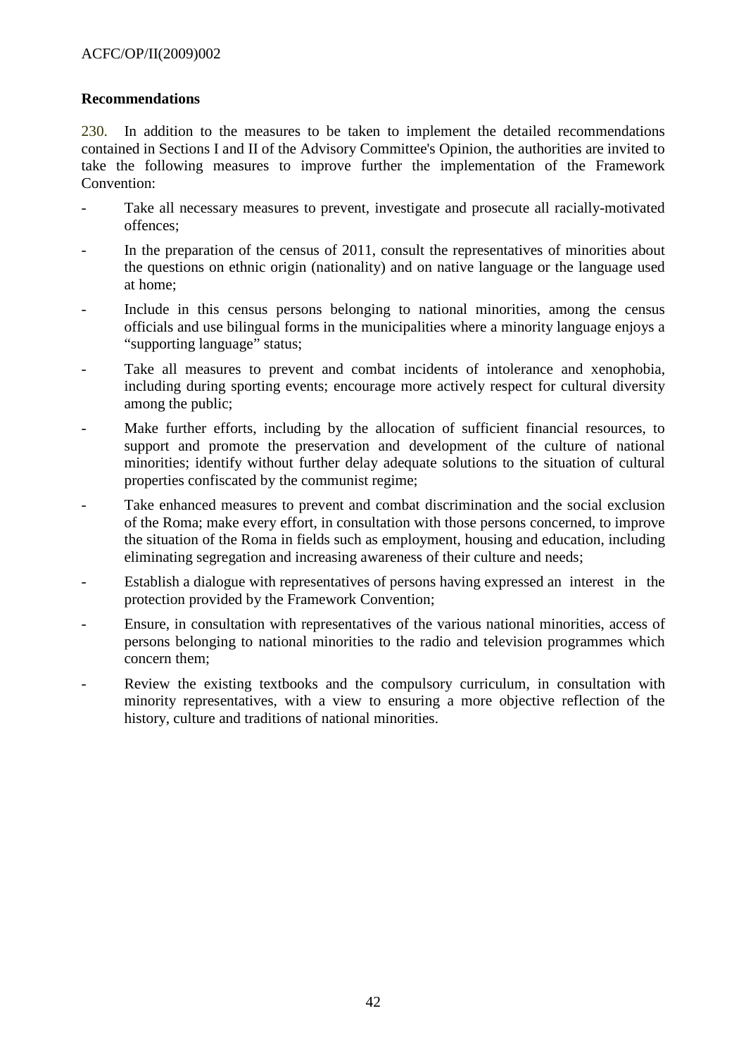## Recommendations

230. In addition to the measures to be taken to implement the detailed recommendations contained in Sections I and II of the Advisory Committee's Opinion, the authorities are invited to take the following measures to improve further the implementation of the Framework Convention:

- Take all necessary measures to prevent, investigate and prosecute all racially-motivated offences;
- In the preparation of the census of 2011, consult the representatives of minorities about the questions on ethnic origin (nationality) and on native language or the language used at home;
- Include in this census persons belonging to national minorities, among the census officials and use bilingual forms in the municipalities where a minority language enjoys a "supporting language" status;
- Take all measures to prevent and combat incidents of intolerance and xenophobia, including during sporting events; encourage more actively respect for cultural diversity among the public;
- Make further efforts, including by the allocation of sufficient financial resources, to support and promote the preservation and development of the culture of national minorities; identify without further delay adequate solutions to the situation of cultural properties confiscated by the communist regime;
- Take enhanced measures to prevent and combat discrimination and the social exclusion of the Roma; make every effort, in consultation with those persons concerned, to improve the situation of the Roma in fields such as employment, housing and education, including eliminating segregation and increasing awareness of their culture and needs;
- Establish a dialogue with representatives of persons having expressed an interest in the protection provided by the Framework Convention;
- Ensure, in consultation with representatives of the various national minorities, access of persons belonging to national minorities to the radio and television programmes which concern them;
- Review the existing textbooks and the compulsory curriculum, in consultation with minority representatives, with a view to ensuring a more objective reflection of the history, culture and traditions of national minorities.